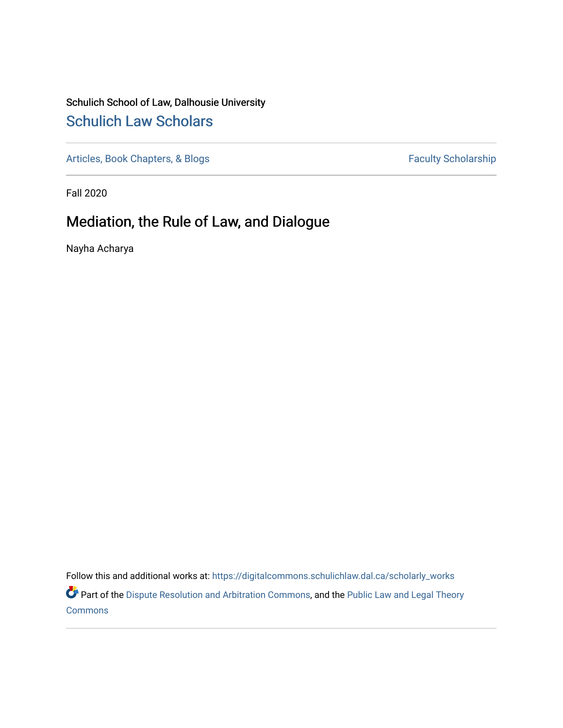Schulich School of Law, Dalhousie University

# Schulich Law Scholars

Articles, Book Chapters, & Blogs

Faculty Scholarship

Fall 2020

## Mediation, the Rule of Law, and Dialogue

Nayha Acharya

Follow this and additional works at: https://digitalcommons.schulichlaw.dal.ca/scholarly_works

Part of the Dispute Resolution and Arbitration Commons, and the Public Law and Legal Theory Commons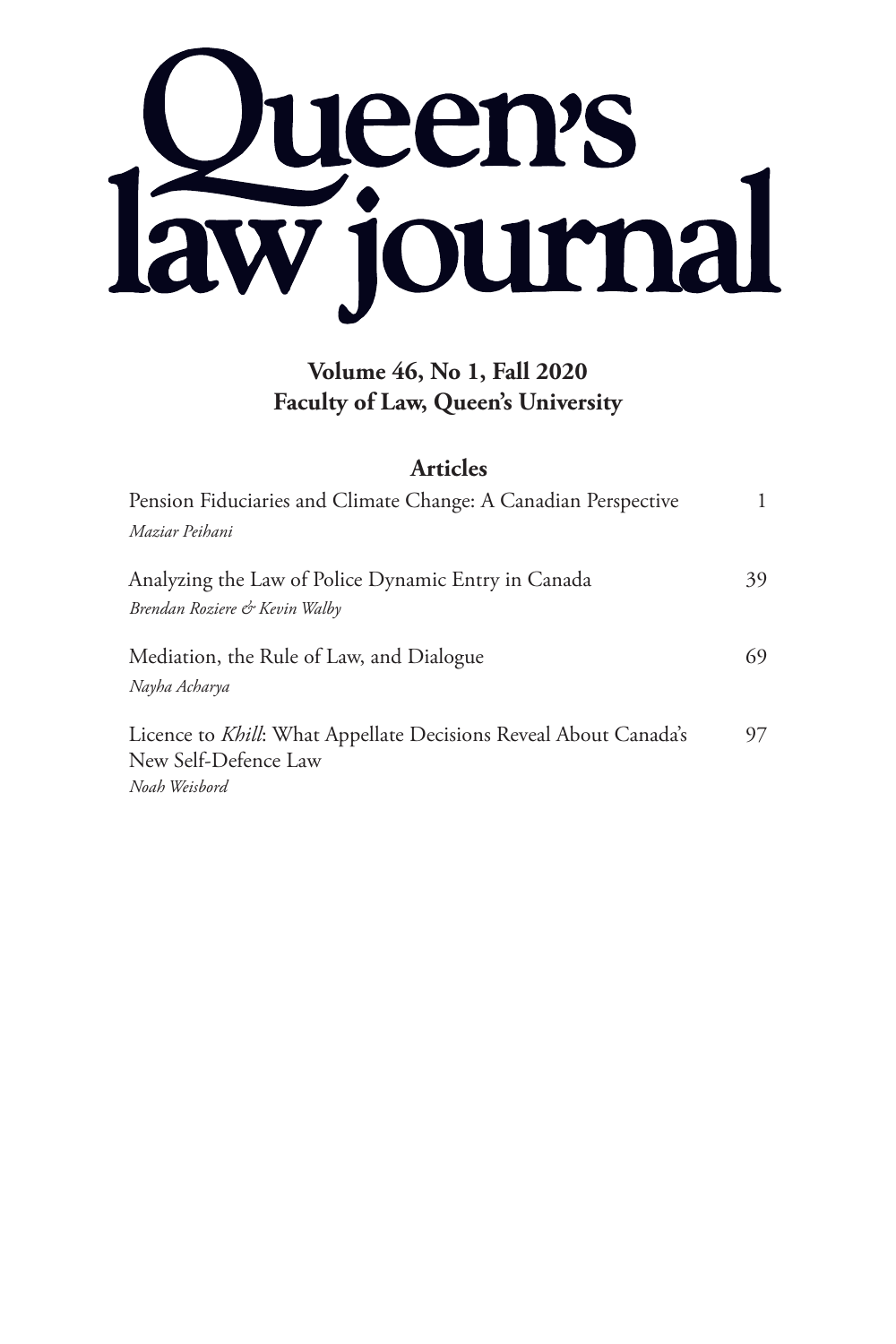# Queen's law journal

**Volume 46, No 1, Fall 2020**
**Faculty of Law, Queen's University**

## Articles

| | |
|---|---|
| Pension Fiduciaries and Climate Change: A Canadian Perspective<br>*Maziar Peihani* | 1 |
| Analyzing the Law of Police Dynamic Entry in Canada<br>*Brendan Roziere & Kevin Walby* | 39 |
| Mediation, the Rule of Law, and Dialogue<br>*Nayha Acharya* | 69 |
| Licence to *Khill*: What Appellate Decisions Reveal About Canada's New Self-Defence Law<br>*Noah Weisbord* | 97 |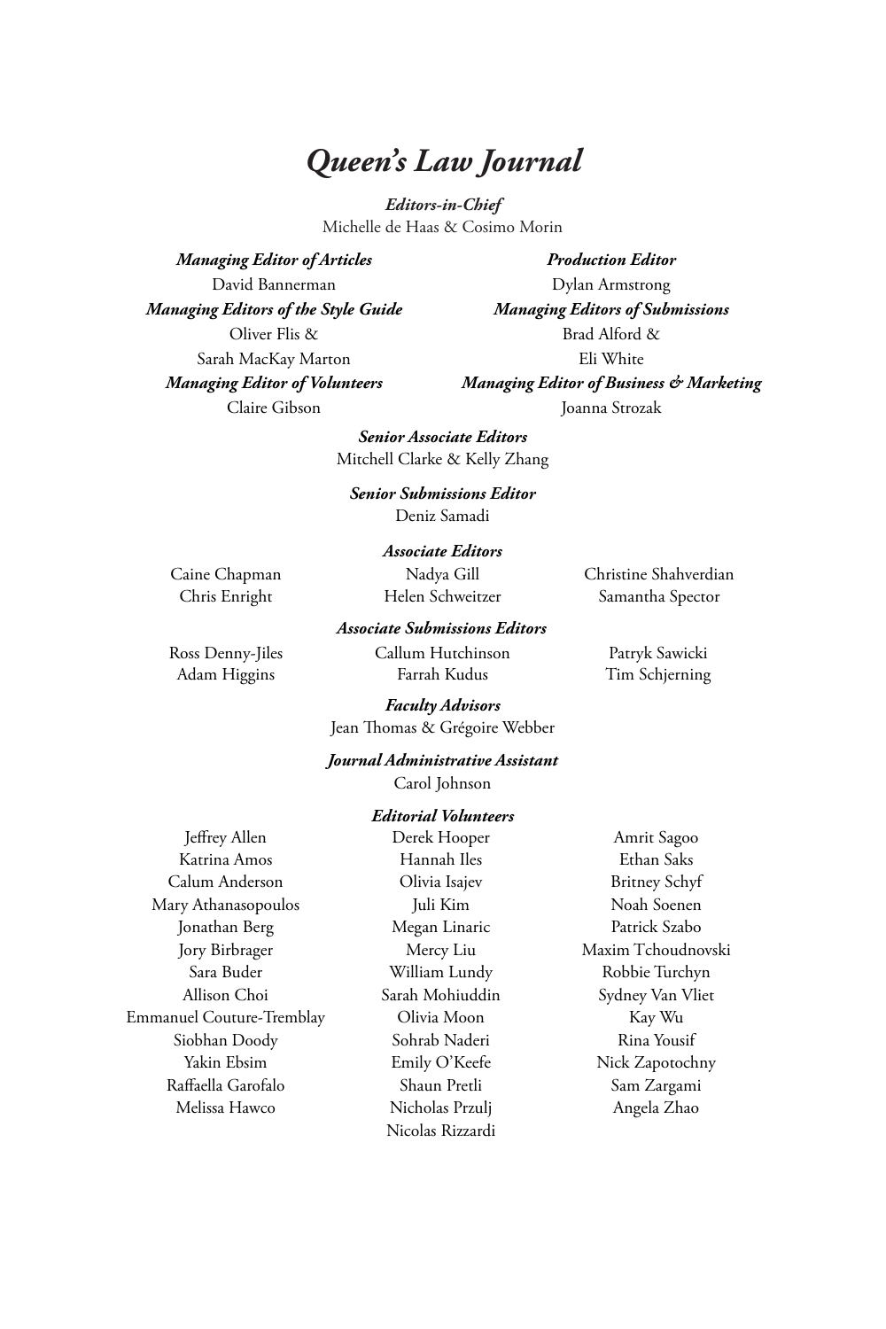# *Queen's Law Journal*

***Editors-in-Chief***
Michelle de Haas & Cosimo Morin

***Managing Editor of Articles***
David Bannerman

***Managing Editors of the Style Guide***
Oliver Flis &
Sarah MacKay Marton

***Managing Editor of Volunteers***
Claire Gibson

***Production Editor***
Dylan Armstrong

***Managing Editors of Submissions***
Brad Alford &
Eli White

***Managing Editor of Business & Marketing***
Joanna Strozak

***Senior Associate Editors***
Mitchell Clarke & Kelly Zhang

***Senior Submissions Editor***
Deniz Samadi

***Associate Editors***

Caine Chapman
Chris Enright
Nadya Gill
Helen Schweitzer
Christine Shahverdian
Samantha Spector

***Associate Submissions Editors***

Ross Denny-Jiles
Adam Higgins
Callum Hutchinson
Farrah Kudus
Patryk Sawicki
Tim Schjerning

***Faculty Advisors***
Jean Thomas & Grégoire Webber

***Journal Administrative Assistant***
Carol Johnson

***Editorial Volunteers***

Jeffrey Allen
Katrina Amos
Calum Anderson
Mary Athanasopoulos
Jonathan Berg
Jory Birbrager
Sara Buder
Allison Choi
Emmanuel Couture-Tremblay
Siobhan Doody
Yakin Ebsim
Raffaella Garofalo
Melissa Hawco
Derek Hooper
Hannah Iles
Olivia Isajev
Juli Kim
Megan Linaric
Mercy Liu
William Lundy
Sarah Mohiuddin
Olivia Moon
Sohrab Naderi
Emily O'Keefe
Shaun Pretli
Nicholas Przulj
Nicolas Rizzardi
Amrit Sagoo
Ethan Saks
Britney Schyf
Noah Soenen
Patrick Szabo
Maxim Tchoudnovski
Robbie Turchyn
Sydney Van Vliet
Kay Wu
Rina Yousif
Nick Zapotochny
Sam Zargami
Angela Zhao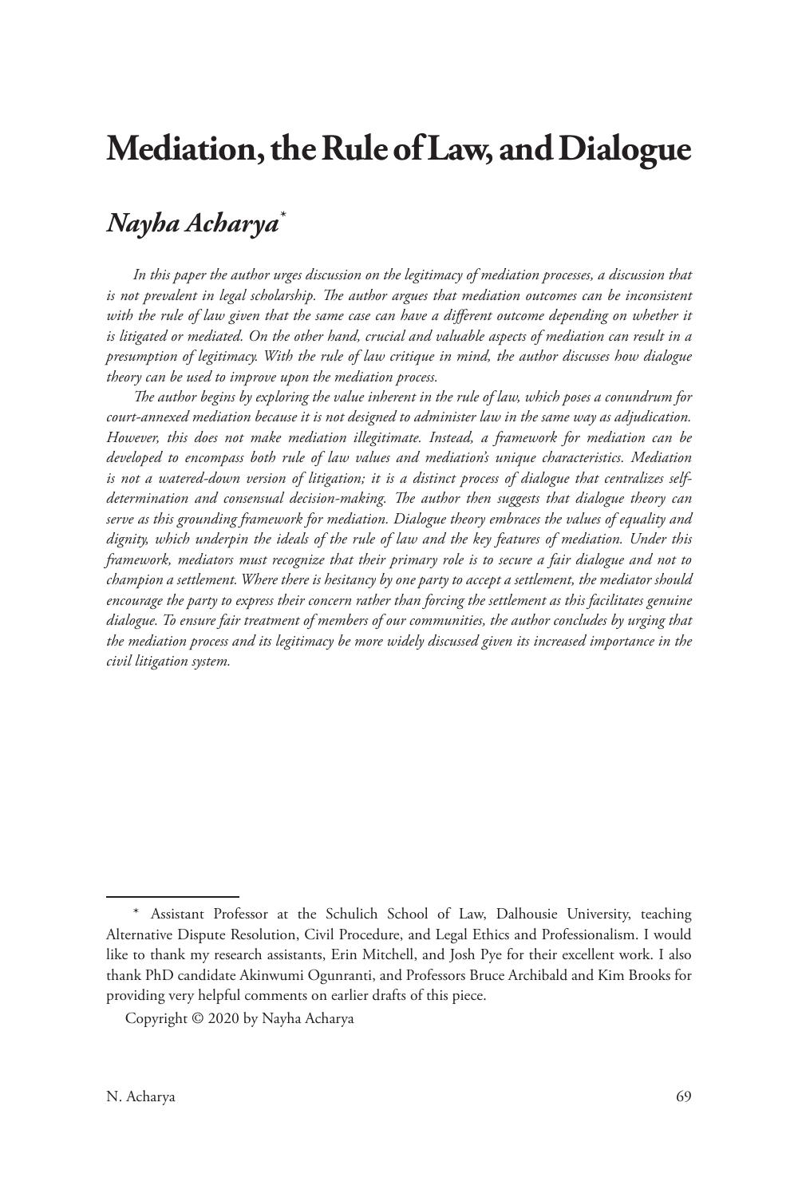# Mediation, the Rule of Law, and Dialogue

## *Nayha Acharya*[*]

*In this paper the author urges discussion on the legitimacy of mediation processes, a discussion that is not prevalent in legal scholarship. The author argues that mediation outcomes can be inconsistent with the rule of law given that the same case can have a different outcome depending on whether it is litigated or mediated. On the other hand, crucial and valuable aspects of mediation can result in a presumption of legitimacy. With the rule of law critique in mind, the author discusses how dialogue theory can be used to improve upon the mediation process.*

*The author begins by exploring the value inherent in the rule of law, which poses a conundrum for court-annexed mediation because it is not designed to administer law in the same way as adjudication. However, this does not make mediation illegitimate. Instead, a framework for mediation can be developed to encompass both rule of law values and mediation's unique characteristics. Mediation is not a watered-down version of litigation; it is a distinct process of dialogue that centralizes self-determination and consensual decision-making. The author then suggests that dialogue theory can serve as this grounding framework for mediation. Dialogue theory embraces the values of equality and dignity, which underpin the ideals of the rule of law and the key features of mediation. Under this framework, mediators must recognize that their primary role is to secure a fair dialogue and not to champion a settlement. Where there is hesitancy by one party to accept a settlement, the mediator should encourage the party to express their concern rather than forcing the settlement as this facilitates genuine dialogue. To ensure fair treatment of members of our communities, the author concludes by urging that the mediation process and its legitimacy be more widely discussed given its increased importance in the civil litigation system.*

---

[*] Assistant Professor at the Schulich School of Law, Dalhousie University, teaching Alternative Dispute Resolution, Civil Procedure, and Legal Ethics and Professionalism. I would like to thank my research assistants, Erin Mitchell, and Josh Pye for their excellent work. I also thank PhD candidate Akinwumi Ogunranti, and Professors Bruce Archibald and Kim Brooks for providing very helpful comments on earlier drafts of this piece.

Copyright © 2020 by Nayha Acharya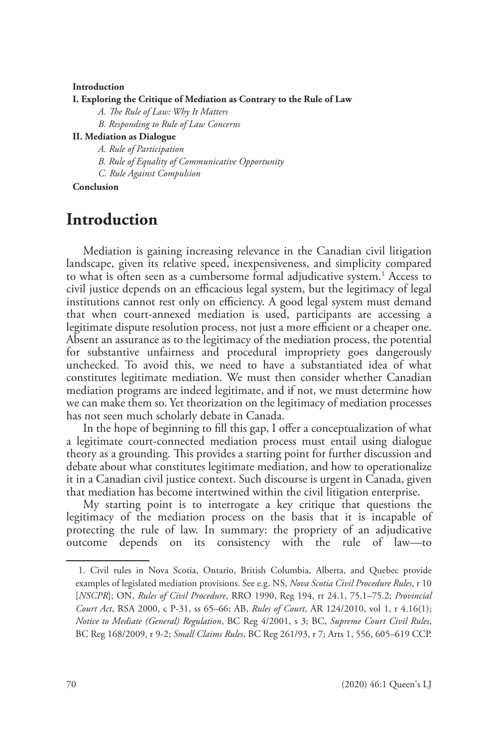**Introduction**

**I. Exploring the Critique of Mediation as Contrary to the Rule of Law**

*A. The Rule of Law: Why It Matters*

*B. Responding to Rule of Law Concerns*

**II. Mediation as Dialogue**

*A. Rule of Participation*

*B. Rule of Equality of Communicative Opportunity*

*C. Rule Against Compulsion*

**Conclusion**

# Introduction

Mediation is gaining increasing relevance in the Canadian civil litigation landscape, given its relative speed, inexpensiveness, and simplicity compared to what is often seen as a cumbersome formal adjudicative system.[1] Access to civil justice depends on an efficacious legal system, but the legitimacy of legal institutions cannot rest only on efficiency. A good legal system must demand that when court-annexed mediation is used, participants are accessing a legitimate dispute resolution process, not just a more efficient or a cheaper one. Absent an assurance as to the legitimacy of the mediation process, the potential for substantive unfairness and procedural impropriety goes dangerously unchecked. To avoid this, we need to have a substantiated idea of what constitutes legitimate mediation. We must then consider whether Canadian mediation programs are indeed legitimate, and if not, we must determine how we can make them so. Yet theorization on the legitimacy of mediation processes has not seen much scholarly debate in Canada.

In the hope of beginning to fill this gap, I offer a conceptualization of what a legitimate court-connected mediation process must entail using dialogue theory as a grounding. This provides a starting point for further discussion and debate about what constitutes legitimate mediation, and how to operationalize it in a Canadian civil justice context. Such discourse is urgent in Canada, given that mediation has become intertwined within the civil litigation enterprise.

My starting point is to interrogate a key critique that questions the legitimacy of the mediation process on the basis that it is incapable of protecting the rule of law. In summary: the propriety of an adjudicative outcome depends on its consistency with the rule of law—to

---

1. Civil rules in Nova Scotia, Ontario, British Columbia, Alberta, and Quebec provide examples of legislated mediation provisions. See e.g. NS, *Nova Scotia Civil Procedure Rules*, r 10 [*NSCPR*]; ON, *Rules of Civil Procedure*, RRO 1990, Reg 194, rr 24.1, 75.1–75.2; *Provincial Court Act*, RSA 2000, c P-31, ss 65–66; AB, *Rules of Court*, AR 124/2010, vol 1, r 4.16(1); *Notice to Mediate (General) Regulation*, BC Reg 4/2001, s 3; BC, *Supreme Court Civil Rules*, BC Reg 168/2009, r 9-2; *Small Claims Rules*, BC Reg 261/93, r 7; Arts 1, 556, 605–619 CCP.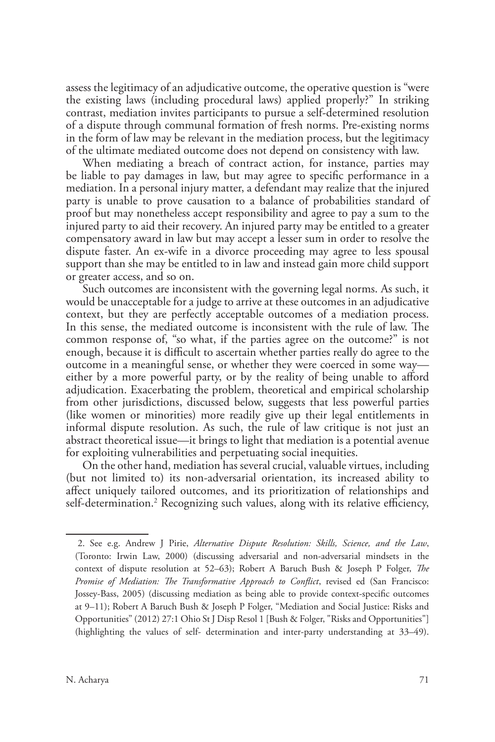assess the legitimacy of an adjudicative outcome, the operative question is "were the existing laws (including procedural laws) applied properly?" In striking contrast, mediation invites participants to pursue a self-determined resolution of a dispute through communal formation of fresh norms. Pre-existing norms in the form of law may be relevant in the mediation process, but the legitimacy of the ultimate mediated outcome does not depend on consistency with law.

When mediating a breach of contract action, for instance, parties may be liable to pay damages in law, but may agree to specific performance in a mediation. In a personal injury matter, a defendant may realize that the injured party is unable to prove causation to a balance of probabilities standard of proof but may nonetheless accept responsibility and agree to pay a sum to the injured party to aid their recovery. An injured party may be entitled to a greater compensatory award in law but may accept a lesser sum in order to resolve the dispute faster. An ex-wife in a divorce proceeding may agree to less spousal support than she may be entitled to in law and instead gain more child support or greater access, and so on.

Such outcomes are inconsistent with the governing legal norms. As such, it would be unacceptable for a judge to arrive at these outcomes in an adjudicative context, but they are perfectly acceptable outcomes of a mediation process. In this sense, the mediated outcome is inconsistent with the rule of law. The common response of, "so what, if the parties agree on the outcome?" is not enough, because it is difficult to ascertain whether parties really do agree to the outcome in a meaningful sense, or whether they were coerced in some way—either by a more powerful party, or by the reality of being unable to afford adjudication. Exacerbating the problem, theoretical and empirical scholarship from other jurisdictions, discussed below, suggests that less powerful parties (like women or minorities) more readily give up their legal entitlements in informal dispute resolution. As such, the rule of law critique is not just an abstract theoretical issue—it brings to light that mediation is a potential avenue for exploiting vulnerabilities and perpetuating social inequities.

On the other hand, mediation has several crucial, valuable virtues, including (but not limited to) its non-adversarial orientation, its increased ability to affect uniquely tailored outcomes, and its prioritization of relationships and self-determination.[2] Recognizing such values, along with its relative efficiency,

---

2. See e.g. Andrew J Pirie, *Alternative Dispute Resolution: Skills, Science, and the Law*, (Toronto: Irwin Law, 2000) (discussing adversarial and non-adversarial mindsets in the context of dispute resolution at 52–63); Robert A Baruch Bush & Joseph P Folger, *The Promise of Mediation: The Transformative Approach to Conflict*, revised ed (San Francisco: Jossey-Bass, 2005) (discussing mediation as being able to provide context-specific outcomes at 9–11); Robert A Baruch Bush & Joseph P Folger, "Mediation and Social Justice: Risks and Opportunities" (2012) 27:1 Ohio St J Disp Resol 1 [Bush & Folger, "Risks and Opportunities"] (highlighting the values of self- determination and inter-party understanding at 33–49).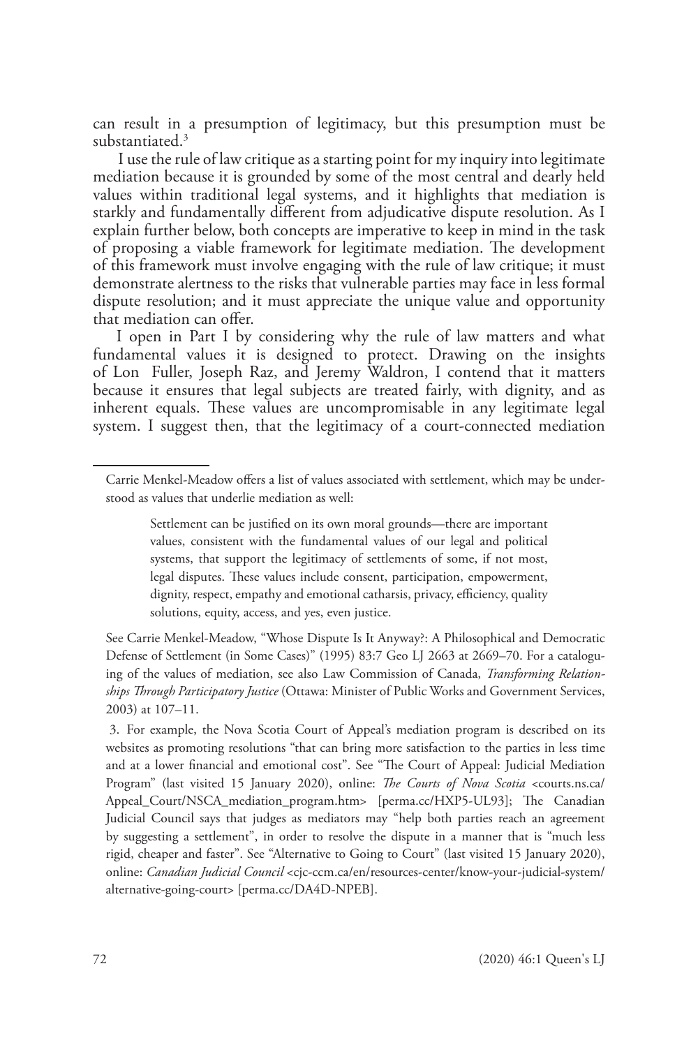can result in a presumption of legitimacy, but this presumption must be substantiated.[3]

I use the rule of law critique as a starting point for my inquiry into legitimate mediation because it is grounded by some of the most central and dearly held values within traditional legal systems, and it highlights that mediation is starkly and fundamentally different from adjudicative dispute resolution. As I explain further below, both concepts are imperative to keep in mind in the task of proposing a viable framework for legitimate mediation. The development of this framework must involve engaging with the rule of law critique; it must demonstrate alertness to the risks that vulnerable parties may face in less formal dispute resolution; and it must appreciate the unique value and opportunity that mediation can offer.

I open in Part I by considering why the rule of law matters and what fundamental values it is designed to protect. Drawing on the insights of Lon Fuller, Joseph Raz, and Jeremy Waldron, I contend that it matters because it ensures that legal subjects are treated fairly, with dignity, and as inherent equals. These values are uncompromisable in any legitimate legal system. I suggest then, that the legitimacy of a court-connected mediation

---

Carrie Menkel-Meadow offers a list of values associated with settlement, which may be understood as values that underlie mediation as well:

> Settlement can be justified on its own moral grounds—there are important values, consistent with the fundamental values of our legal and political systems, that support the legitimacy of settlements of some, if not most, legal disputes. These values include consent, participation, empowerment, dignity, respect, empathy and emotional catharsis, privacy, efficiency, quality solutions, equity, access, and yes, even justice.

See Carrie Menkel-Meadow, "Whose Dispute Is It Anyway?: A Philosophical and Democratic Defense of Settlement (in Some Cases)" (1995) 83:7 Geo LJ 2663 at 2669–70. For a cataloguing of the values of mediation, see also Law Commission of Canada, *Transforming Relationships Through Participatory Justice* (Ottawa: Minister of Public Works and Government Services, 2003) at 107–11.

3. For example, the Nova Scotia Court of Appeal's mediation program is described on its websites as promoting resolutions "that can bring more satisfaction to the parties in less time and at a lower financial and emotional cost". See "The Court of Appeal: Judicial Mediation Program" (last visited 15 January 2020), online: *The Courts of Nova Scotia* <courts.ns.ca/Appeal_Court/NSCA_mediation_program.htm> [perma.cc/HXP5-UL93]; The Canadian Judicial Council says that judges as mediators may "help both parties reach an agreement by suggesting a settlement", in order to resolve the dispute in a manner that is "much less rigid, cheaper and faster". See "Alternative to Going to Court" (last visited 15 January 2020), online: *Canadian Judicial Council* <cjc-ccm.ca/en/resources-center/know-your-judicial-system/alternative-going-court> [perma.cc/DA4D-NPEB].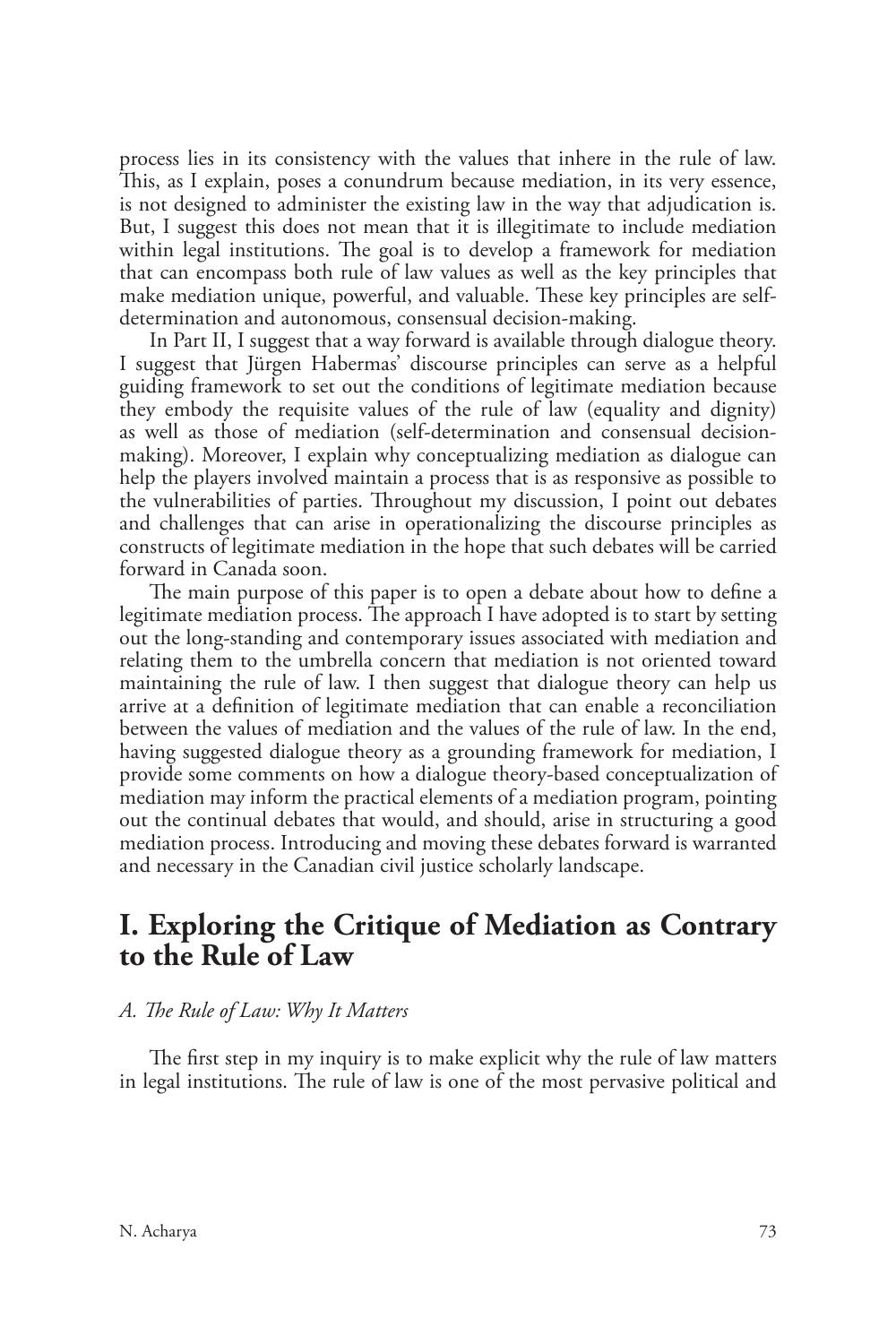process lies in its consistency with the values that inhere in the rule of law. This, as I explain, poses a conundrum because mediation, in its very essence, is not designed to administer the existing law in the way that adjudication is. But, I suggest this does not mean that it is illegitimate to include mediation within legal institutions. The goal is to develop a framework for mediation that can encompass both rule of law values as well as the key principles that make mediation unique, powerful, and valuable. These key principles are self-determination and autonomous, consensual decision-making.

In Part II, I suggest that a way forward is available through dialogue theory. I suggest that Jürgen Habermas' discourse principles can serve as a helpful guiding framework to set out the conditions of legitimate mediation because they embody the requisite values of the rule of law (equality and dignity) as well as those of mediation (self-determination and consensual decision-making). Moreover, I explain why conceptualizing mediation as dialogue can help the players involved maintain a process that is as responsive as possible to the vulnerabilities of parties. Throughout my discussion, I point out debates and challenges that can arise in operationalizing the discourse principles as constructs of legitimate mediation in the hope that such debates will be carried forward in Canada soon.

The main purpose of this paper is to open a debate about how to define a legitimate mediation process. The approach I have adopted is to start by setting out the long-standing and contemporary issues associated with mediation and relating them to the umbrella concern that mediation is not oriented toward maintaining the rule of law. I then suggest that dialogue theory can help us arrive at a definition of legitimate mediation that can enable a reconciliation between the values of mediation and the values of the rule of law. In the end, having suggested dialogue theory as a grounding framework for mediation, I provide some comments on how a dialogue theory-based conceptualization of mediation may inform the practical elements of a mediation program, pointing out the continual debates that would, and should, arise in structuring a good mediation process. Introducing and moving these debates forward is warranted and necessary in the Canadian civil justice scholarly landscape.

## I. Exploring the Critique of Mediation as Contrary to the Rule of Law

### *A. The Rule of Law: Why It Matters*

The first step in my inquiry is to make explicit why the rule of law matters in legal institutions. The rule of law is one of the most pervasive political and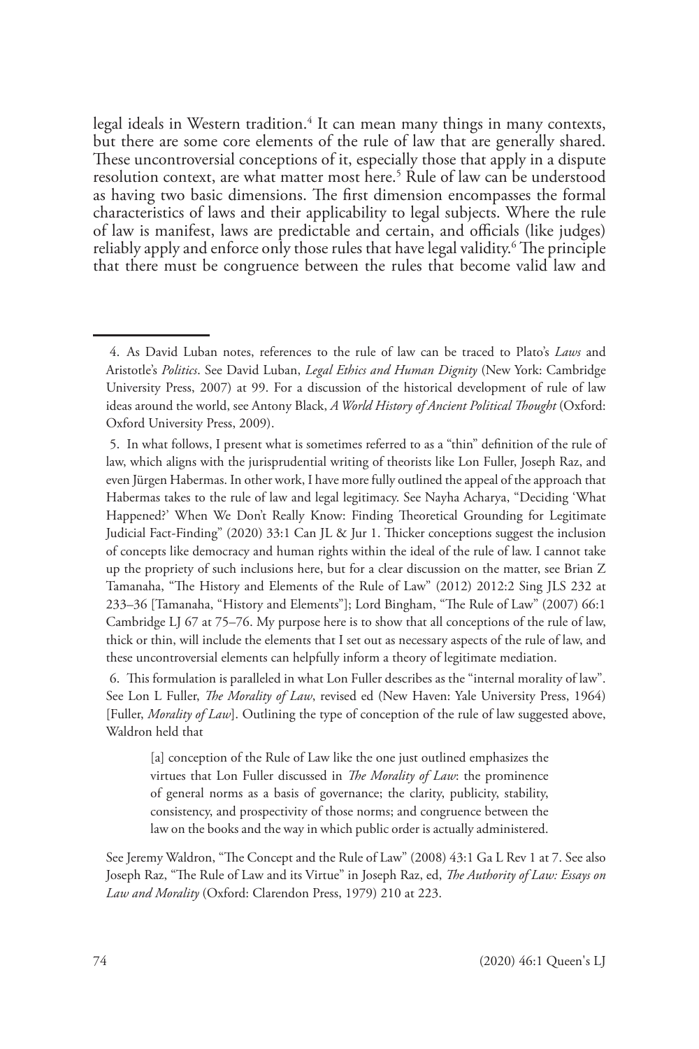legal ideals in Western tradition.[4] It can mean many things in many contexts, but there are some core elements of the rule of law that are generally shared. These uncontroversial conceptions of it, especially those that apply in a dispute resolution context, are what matter most here.[5] Rule of law can be understood as having two basic dimensions. The first dimension encompasses the formal characteristics of laws and their applicability to legal subjects. Where the rule of law is manifest, laws are predictable and certain, and officials (like judges) reliably apply and enforce only those rules that have legal validity.[6] The principle that there must be congruence between the rules that become valid law and

---

4. As David Luban notes, references to the rule of law can be traced to Plato's *Laws* and Aristotle's *Politics*. See David Luban, *Legal Ethics and Human Dignity* (New York: Cambridge University Press, 2007) at 99. For a discussion of the historical development of rule of law ideas around the world, see Antony Black, *A World History of Ancient Political Thought* (Oxford: Oxford University Press, 2009).

5. In what follows, I present what is sometimes referred to as a "thin" definition of the rule of law, which aligns with the jurisprudential writing of theorists like Lon Fuller, Joseph Raz, and even Jürgen Habermas. In other work, I have more fully outlined the appeal of the approach that Habermas takes to the rule of law and legal legitimacy. See Nayha Acharya, "Deciding 'What Happened?' When We Don't Really Know: Finding Theoretical Grounding for Legitimate Judicial Fact-Finding" (2020) 33:1 Can JL & Jur 1. Thicker conceptions suggest the inclusion of concepts like democracy and human rights within the ideal of the rule of law. I cannot take up the propriety of such inclusions here, but for a clear discussion on the matter, see Brian Z Tamanaha, "The History and Elements of the Rule of Law" (2012) 2012:2 Sing JLS 232 at 233–36 [Tamanaha, "History and Elements"]; Lord Bingham, "The Rule of Law" (2007) 66:1 Cambridge LJ 67 at 75–76. My purpose here is to show that all conceptions of the rule of law, thick or thin, will include the elements that I set out as necessary aspects of the rule of law, and these uncontroversial elements can helpfully inform a theory of legitimate mediation.

6. This formulation is paralleled in what Lon Fuller describes as the "internal morality of law". See Lon L Fuller, *The Morality of Law*, revised ed (New Haven: Yale University Press, 1964) [Fuller, *Morality of Law*]. Outlining the type of conception of the rule of law suggested above, Waldron held that

> [a] conception of the Rule of Law like the one just outlined emphasizes the virtues that Lon Fuller discussed in *The Morality of Law*: the prominence of general norms as a basis of governance; the clarity, publicity, stability, consistency, and prospectivity of those norms; and congruence between the law on the books and the way in which public order is actually administered.

See Jeremy Waldron, "The Concept and the Rule of Law" (2008) 43:1 Ga L Rev 1 at 7. See also Joseph Raz, "The Rule of Law and its Virtue" in Joseph Raz, ed, *The Authority of Law: Essays on Law and Morality* (Oxford: Clarendon Press, 1979) 210 at 223.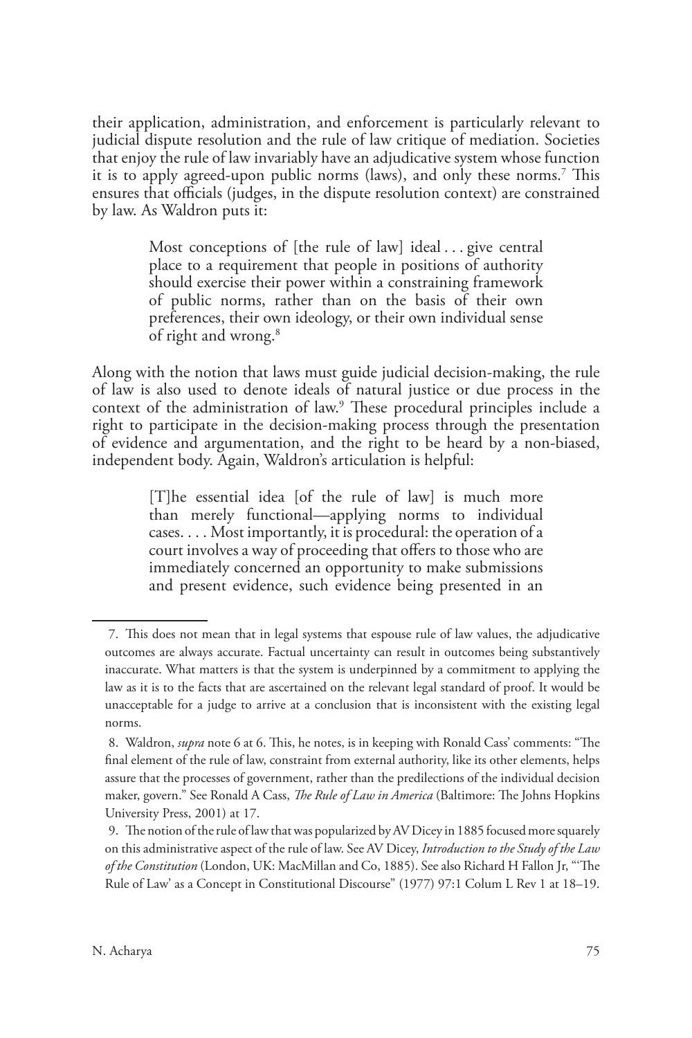their application, administration, and enforcement is particularly relevant to judicial dispute resolution and the rule of law critique of mediation. Societies that enjoy the rule of law invariably have an adjudicative system whose function it is to apply agreed-upon public norms (laws), and only these norms.[7] This ensures that officials (judges, in the dispute resolution context) are constrained by law. As Waldron puts it:

> Most conceptions of [the rule of law] ideal . . . give central place to a requirement that people in positions of authority should exercise their power within a constraining framework of public norms, rather than on the basis of their own preferences, their own ideology, or their own individual sense of right and wrong.[8]

Along with the notion that laws must guide judicial decision-making, the rule of law is also used to denote ideals of natural justice or due process in the context of the administration of law.[9] These procedural principles include a right to participate in the decision-making process through the presentation of evidence and argumentation, and the right to be heard by a non-biased, independent body. Again, Waldron's articulation is helpful:

> [T]he essential idea [of the rule of law] is much more than merely functional—applying norms to individual cases. . . . Most importantly, it is procedural: the operation of a court involves a way of proceeding that offers to those who are immediately concerned an opportunity to make submissions and present evidence, such evidence being presented in an

---

7. This does not mean that in legal systems that espouse rule of law values, the adjudicative outcomes are always accurate. Factual uncertainty can result in outcomes being substantively inaccurate. What matters is that the system is underpinned by a commitment to applying the law as it is to the facts that are ascertained on the relevant legal standard of proof. It would be unacceptable for a judge to arrive at a conclusion that is inconsistent with the existing legal norms.

8. Waldron, *supra* note 6 at 6. This, he notes, is in keeping with Ronald Cass' comments: "The final element of the rule of law, constraint from external authority, like its other elements, helps assure that the processes of government, rather than the predilections of the individual decision maker, govern." See Ronald A Cass, *The Rule of Law in America* (Baltimore: The Johns Hopkins University Press, 2001) at 17.

9. The notion of the rule of law that was popularized by AV Dicey in 1885 focused more squarely on this administrative aspect of the rule of law. See AV Dicey, *Introduction to the Study of the Law of the Constitution* (London, UK: MacMillan and Co, 1885). See also Richard H Fallon Jr, "'The Rule of Law' as a Concept in Constitutional Discourse" (1977) 97:1 Colum L Rev 1 at 18–19.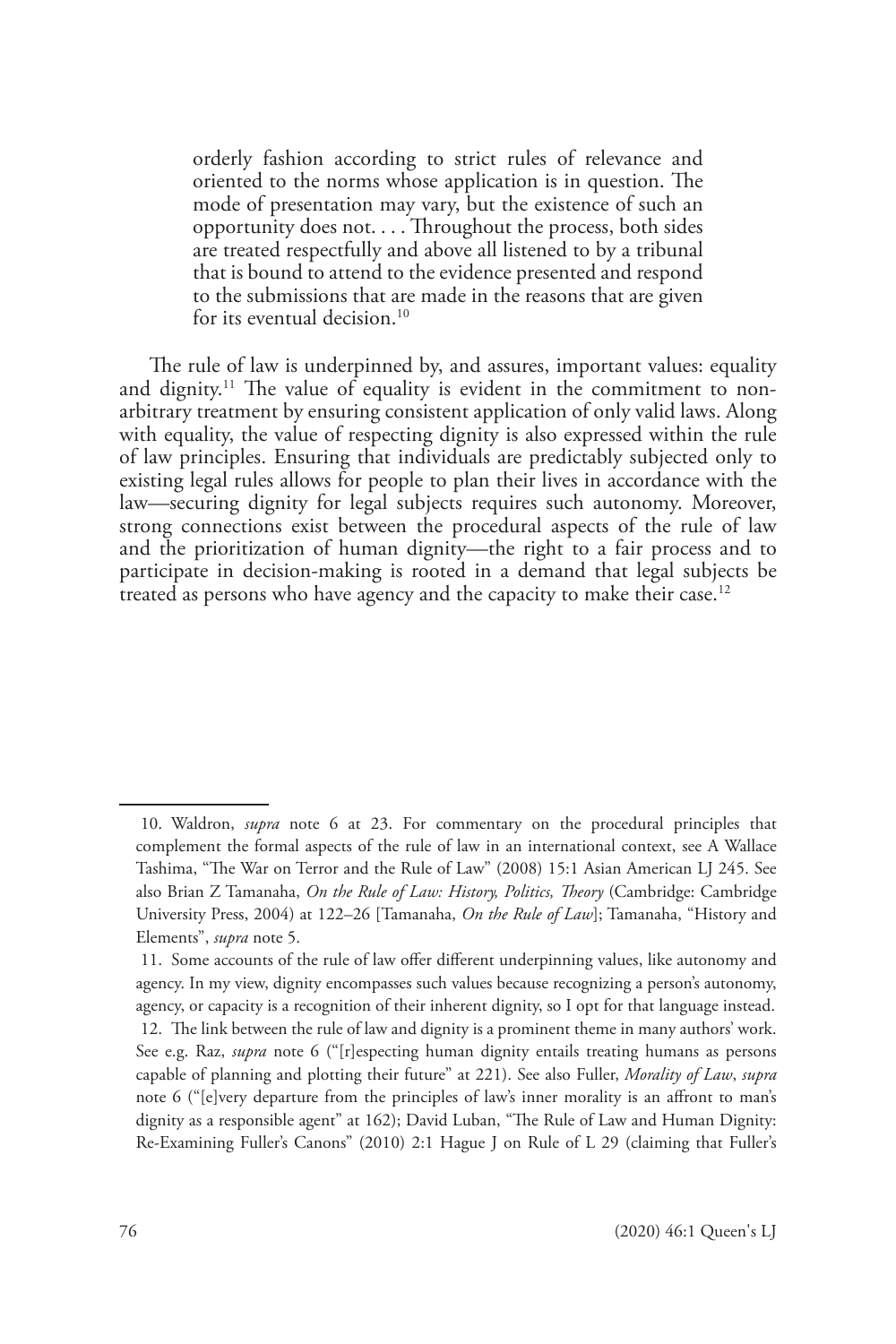> orderly fashion according to strict rules of relevance and oriented to the norms whose application is in question. The mode of presentation may vary, but the existence of such an opportunity does not. . . . Throughout the process, both sides are treated respectfully and above all listened to by a tribunal that is bound to attend to the evidence presented and respond to the submissions that are made in the reasons that are given for its eventual decision.[10]

The rule of law is underpinned by, and assures, important values: equality and dignity.[11] The value of equality is evident in the commitment to non-arbitrary treatment by ensuring consistent application of only valid laws. Along with equality, the value of respecting dignity is also expressed within the rule of law principles. Ensuring that individuals are predictably subjected only to existing legal rules allows for people to plan their lives in accordance with the law—securing dignity for legal subjects requires such autonomy. Moreover, strong connections exist between the procedural aspects of the rule of law and the prioritization of human dignity—the right to a fair process and to participate in decision-making is rooted in a demand that legal subjects be treated as persons who have agency and the capacity to make their case.[12]

---

10. Waldron, *supra* note 6 at 23. For commentary on the procedural principles that complement the formal aspects of the rule of law in an international context, see A Wallace Tashima, "The War on Terror and the Rule of Law" (2008) 15:1 Asian American LJ 245. See also Brian Z Tamanaha, *On the Rule of Law: History, Politics, Theory* (Cambridge: Cambridge University Press, 2004) at 122–26 [Tamanaha, *On the Rule of Law*]; Tamanaha, "History and Elements", *supra* note 5.

11. Some accounts of the rule of law offer different underpinning values, like autonomy and agency. In my view, dignity encompasses such values because recognizing a person's autonomy, agency, or capacity is a recognition of their inherent dignity, so I opt for that language instead.

12. The link between the rule of law and dignity is a prominent theme in many authors' work. See e.g. Raz, *supra* note 6 ("[r]especting human dignity entails treating humans as persons capable of planning and plotting their future" at 221). See also Fuller, *Morality of Law*, *supra* note 6 ("[e]very departure from the principles of law's inner morality is an affront to man's dignity as a responsible agent" at 162); David Luban, "The Rule of Law and Human Dignity: Re-Examining Fuller's Canons" (2010) 2:1 Hague J on Rule of L 29 (claiming that Fuller's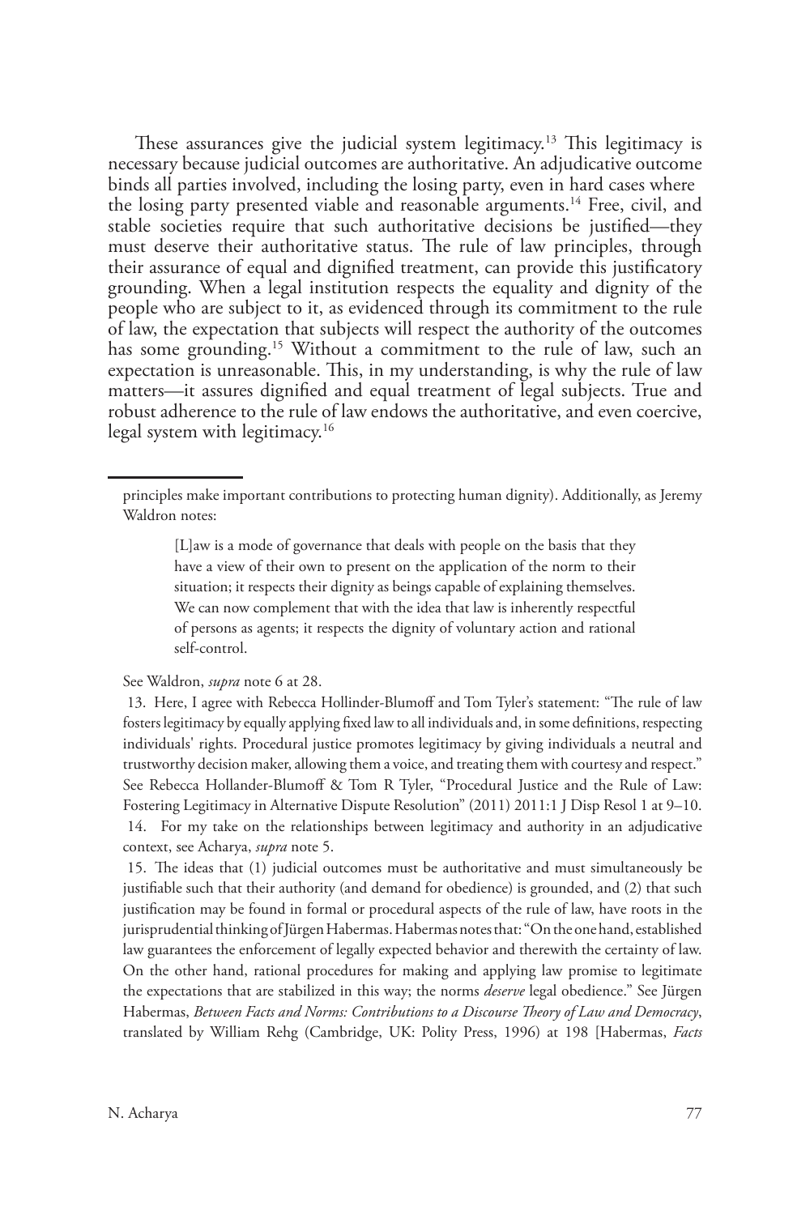These assurances give the judicial system legitimacy.[13] This legitimacy is necessary because judicial outcomes are authoritative. An adjudicative outcome binds all parties involved, including the losing party, even in hard cases where the losing party presented viable and reasonable arguments.[14] Free, civil, and stable societies require that such authoritative decisions be justified—they must deserve their authoritative status. The rule of law principles, through their assurance of equal and dignified treatment, can provide this justificatory grounding. When a legal institution respects the equality and dignity of the people who are subject to it, as evidenced through its commitment to the rule of law, the expectation that subjects will respect the authority of the outcomes has some grounding.[15] Without a commitment to the rule of law, such an expectation is unreasonable. This, in my understanding, is why the rule of law matters—it assures dignified and equal treatment of legal subjects. True and robust adherence to the rule of law endows the authoritative, and even coercive, legal system with legitimacy.[16]

---

principles make important contributions to protecting human dignity). Additionally, as Jeremy Waldron notes:

> [L]aw is a mode of governance that deals with people on the basis that they have a view of their own to present on the application of the norm to their situation; it respects their dignity as beings capable of explaining themselves. We can now complement that with the idea that law is inherently respectful of persons as agents; it respects the dignity of voluntary action and rational self-control.

See Waldron, *supra* note 6 at 28.

13. Here, I agree with Rebecca Hollinder-Blumoff and Tom Tyler's statement: "The rule of law fosters legitimacy by equally applying fixed law to all individuals and, in some definitions, respecting individuals' rights. Procedural justice promotes legitimacy by giving individuals a neutral and trustworthy decision maker, allowing them a voice, and treating them with courtesy and respect." See Rebecca Hollander-Blumoff & Tom R Tyler, "Procedural Justice and the Rule of Law: Fostering Legitimacy in Alternative Dispute Resolution" (2011) 2011:1 J Disp Resol 1 at 9–10.

14. For my take on the relationships between legitimacy and authority in an adjudicative context, see Acharya, *supra* note 5.

15. The ideas that (1) judicial outcomes must be authoritative and must simultaneously be justifiable such that their authority (and demand for obedience) is grounded, and (2) that such justification may be found in formal or procedural aspects of the rule of law, have roots in the jurisprudential thinking of Jürgen Habermas. Habermas notes that: "On the one hand, established law guarantees the enforcement of legally expected behavior and therewith the certainty of law. On the other hand, rational procedures for making and applying law promise to legitimate the expectations that are stabilized in this way; the norms *deserve* legal obedience." See Jürgen Habermas, *Between Facts and Norms: Contributions to a Discourse Theory of Law and Democracy*, translated by William Rehg (Cambridge, UK: Polity Press, 1996) at 198 [Habermas, *Facts*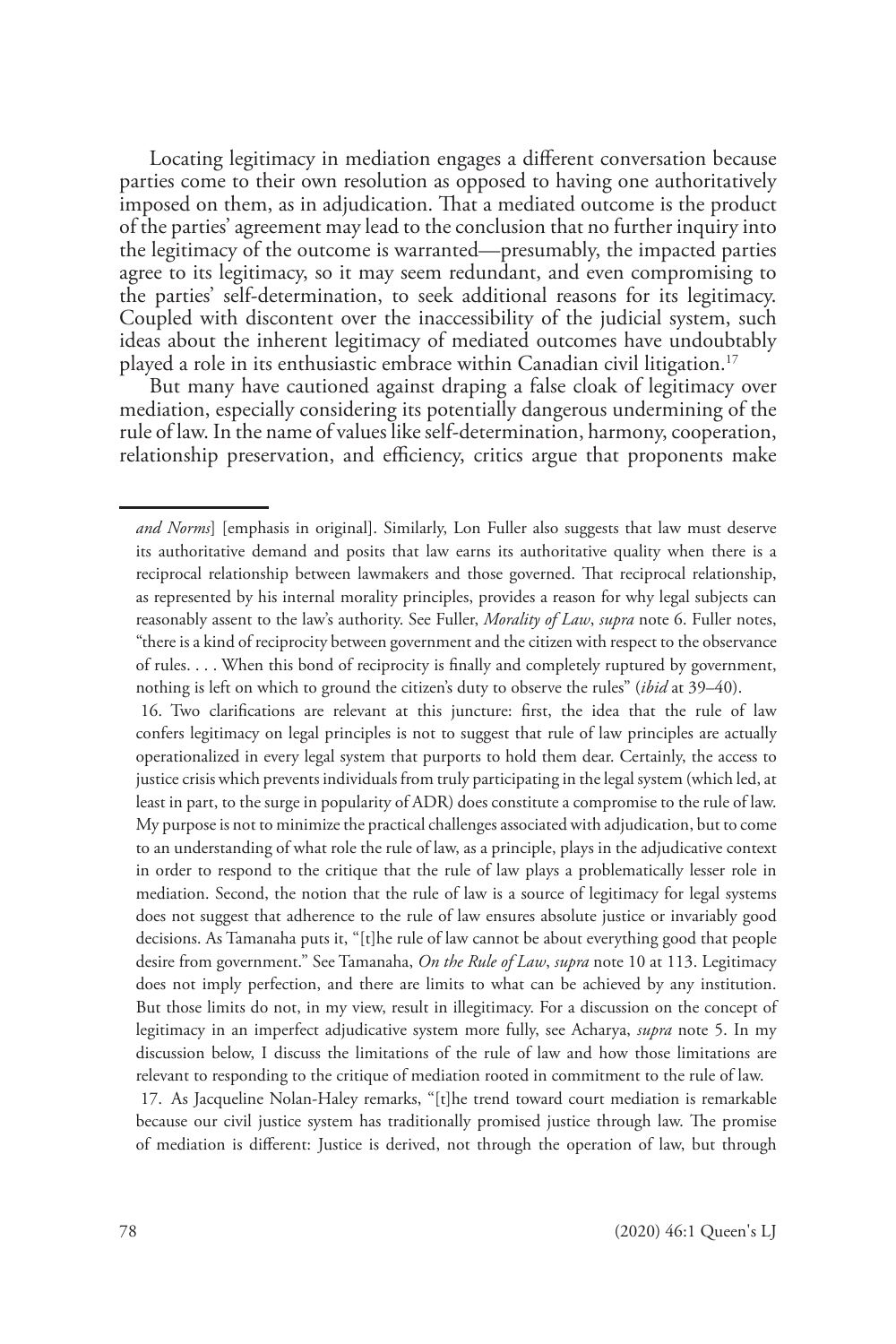Locating legitimacy in mediation engages a different conversation because parties come to their own resolution as opposed to having one authoritatively imposed on them, as in adjudication. That a mediated outcome is the product of the parties' agreement may lead to the conclusion that no further inquiry into the legitimacy of the outcome is warranted—presumably, the impacted parties agree to its legitimacy, so it may seem redundant, and even compromising to the parties' self-determination, to seek additional reasons for its legitimacy. Coupled with discontent over the inaccessibility of the judicial system, such ideas about the inherent legitimacy of mediated outcomes have undoubtably played a role in its enthusiastic embrace within Canadian civil litigation.[17]

But many have cautioned against draping a false cloak of legitimacy over mediation, especially considering its potentially dangerous undermining of the rule of law. In the name of values like self-determination, harmony, cooperation, relationship preservation, and efficiency, critics argue that proponents make

---

*and Norms*] [emphasis in original]. Similarly, Lon Fuller also suggests that law must deserve its authoritative demand and posits that law earns its authoritative quality when there is a reciprocal relationship between lawmakers and those governed. That reciprocal relationship, as represented by his internal morality principles, provides a reason for why legal subjects can reasonably assent to the law's authority. See Fuller, *Morality of Law*, *supra* note 6. Fuller notes, "there is a kind of reciprocity between government and the citizen with respect to the observance of rules. . . . When this bond of reciprocity is finally and completely ruptured by government, nothing is left on which to ground the citizen's duty to observe the rules" (*ibid* at 39–40).

16. Two clarifications are relevant at this juncture: first, the idea that the rule of law confers legitimacy on legal principles is not to suggest that rule of law principles are actually operationalized in every legal system that purports to hold them dear. Certainly, the access to justice crisis which prevents individuals from truly participating in the legal system (which led, at least in part, to the surge in popularity of ADR) does constitute a compromise to the rule of law. My purpose is not to minimize the practical challenges associated with adjudication, but to come to an understanding of what role the rule of law, as a principle, plays in the adjudicative context in order to respond to the critique that the rule of law plays a problematically lesser role in mediation. Second, the notion that the rule of law is a source of legitimacy for legal systems does not suggest that adherence to the rule of law ensures absolute justice or invariably good decisions. As Tamanaha puts it, "[t]he rule of law cannot be about everything good that people desire from government." See Tamanaha, *On the Rule of Law*, *supra* note 10 at 113. Legitimacy does not imply perfection, and there are limits to what can be achieved by any institution. But those limits do not, in my view, result in illegitimacy. For a discussion on the concept of legitimacy in an imperfect adjudicative system more fully, see Acharya, *supra* note 5. In my discussion below, I discuss the limitations of the rule of law and how those limitations are relevant to responding to the critique of mediation rooted in commitment to the rule of law.

17. As Jacqueline Nolan-Haley remarks, "[t]he trend toward court mediation is remarkable because our civil justice system has traditionally promised justice through law. The promise of mediation is different: Justice is derived, not through the operation of law, but through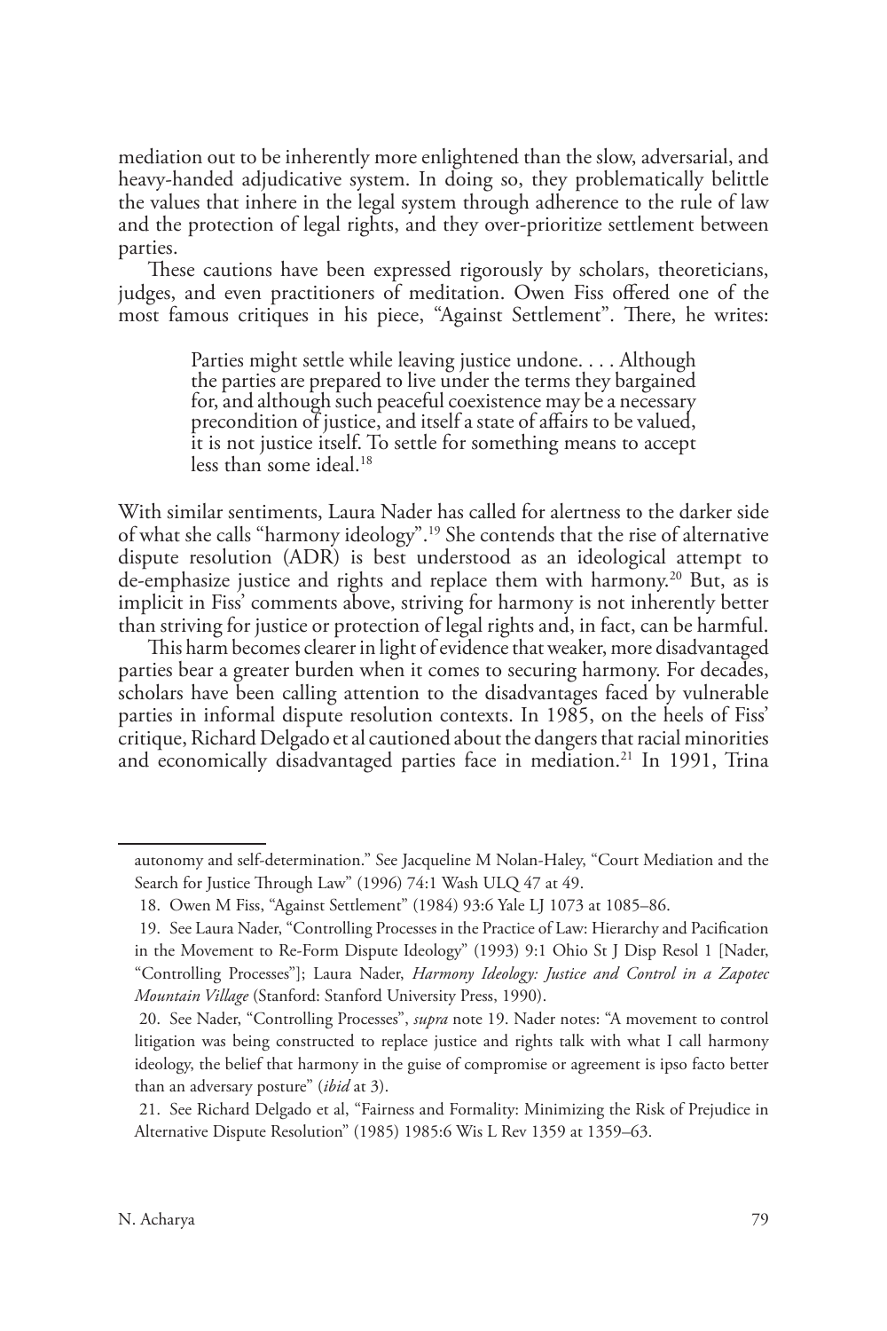mediation out to be inherently more enlightened than the slow, adversarial, and heavy-handed adjudicative system. In doing so, they problematically belittle the values that inhere in the legal system through adherence to the rule of law and the protection of legal rights, and they over-prioritize settlement between parties.

These cautions have been expressed rigorously by scholars, theoreticians, judges, and even practitioners of meditation. Owen Fiss offered one of the most famous critiques in his piece, "Against Settlement". There, he writes:

> Parties might settle while leaving justice undone. . . . Although the parties are prepared to live under the terms they bargained for, and although such peaceful coexistence may be a necessary precondition of justice, and itself a state of affairs to be valued, it is not justice itself. To settle for something means to accept less than some ideal.[18]

With similar sentiments, Laura Nader has called for alertness to the darker side of what she calls "harmony ideology".[19] She contends that the rise of alternative dispute resolution (ADR) is best understood as an ideological attempt to de-emphasize justice and rights and replace them with harmony.[20] But, as is implicit in Fiss' comments above, striving for harmony is not inherently better than striving for justice or protection of legal rights and, in fact, can be harmful.

This harm becomes clearer in light of evidence that weaker, more disadvantaged parties bear a greater burden when it comes to securing harmony. For decades, scholars have been calling attention to the disadvantages faced by vulnerable parties in informal dispute resolution contexts. In 1985, on the heels of Fiss' critique, Richard Delgado et al cautioned about the dangers that racial minorities and economically disadvantaged parties face in mediation.[21] In 1991, Trina

---

autonomy and self-determination." See Jacqueline M Nolan-Haley, "Court Mediation and the Search for Justice Through Law" (1996) 74:1 Wash ULQ 47 at 49.

18. Owen M Fiss, "Against Settlement" (1984) 93:6 Yale LJ 1073 at 1085–86.

19. See Laura Nader, "Controlling Processes in the Practice of Law: Hierarchy and Pacification in the Movement to Re-Form Dispute Ideology" (1993) 9:1 Ohio St J Disp Resol 1 [Nader, "Controlling Processes"]; Laura Nader, *Harmony Ideology: Justice and Control in a Zapotec Mountain Village* (Stanford: Stanford University Press, 1990).

20. See Nader, "Controlling Processes", *supra* note 19. Nader notes: "A movement to control litigation was being constructed to replace justice and rights talk with what I call harmony ideology, the belief that harmony in the guise of compromise or agreement is ipso facto better than an adversary posture" (*ibid* at 3).

21. See Richard Delgado et al, "Fairness and Formality: Minimizing the Risk of Prejudice in Alternative Dispute Resolution" (1985) 1985:6 Wis L Rev 1359 at 1359–63.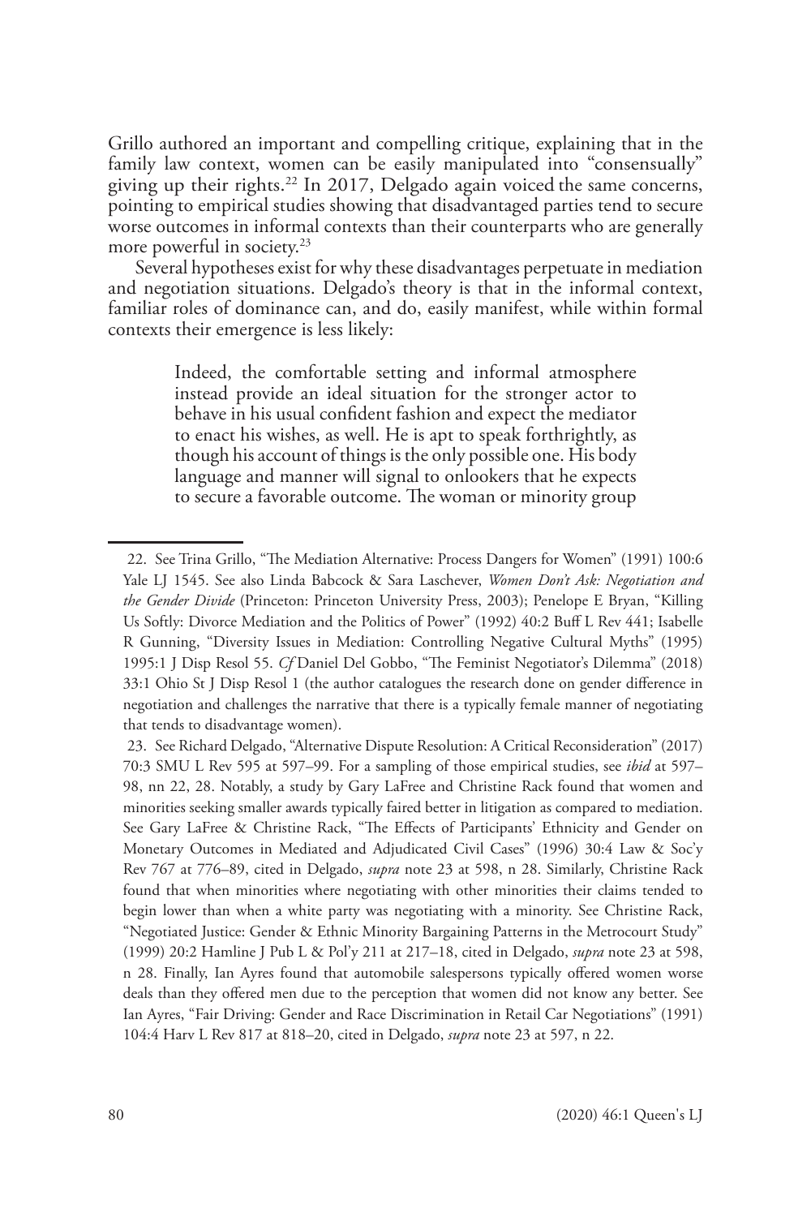Grillo authored an important and compelling critique, explaining that in the family law context, women can be easily manipulated into "consensually" giving up their rights.[22] In 2017, Delgado again voiced the same concerns, pointing to empirical studies showing that disadvantaged parties tend to secure worse outcomes in informal contexts than their counterparts who are generally more powerful in society.[23]

Several hypotheses exist for why these disadvantages perpetuate in mediation and negotiation situations. Delgado's theory is that in the informal context, familiar roles of dominance can, and do, easily manifest, while within formal contexts their emergence is less likely:

> Indeed, the comfortable setting and informal atmosphere instead provide an ideal situation for the stronger actor to behave in his usual confident fashion and expect the mediator to enact his wishes, as well. He is apt to speak forthrightly, as though his account of things is the only possible one. His body language and manner will signal to onlookers that he expects to secure a favorable outcome. The woman or minority group

---

22. See Trina Grillo, "The Mediation Alternative: Process Dangers for Women" (1991) 100:6 Yale LJ 1545. See also Linda Babcock & Sara Laschever, *Women Don't Ask: Negotiation and the Gender Divide* (Princeton: Princeton University Press, 2003); Penelope E Bryan, "Killing Us Softly: Divorce Mediation and the Politics of Power" (1992) 40:2 Buff L Rev 441; Isabelle R Gunning, "Diversity Issues in Mediation: Controlling Negative Cultural Myths" (1995) 1995:1 J Disp Resol 55. *Cf* Daniel Del Gobbo, "The Feminist Negotiator's Dilemma" (2018) 33:1 Ohio St J Disp Resol 1 (the author catalogues the research done on gender difference in negotiation and challenges the narrative that there is a typically female manner of negotiating that tends to disadvantage women).

23. See Richard Delgado, "Alternative Dispute Resolution: A Critical Reconsideration" (2017) 70:3 SMU L Rev 595 at 597–99. For a sampling of those empirical studies, see *ibid* at 597–98, nn 22, 28. Notably, a study by Gary LaFree and Christine Rack found that women and minorities seeking smaller awards typically faired better in litigation as compared to mediation. See Gary LaFree & Christine Rack, "The Effects of Participants' Ethnicity and Gender on Monetary Outcomes in Mediated and Adjudicated Civil Cases" (1996) 30:4 Law & Soc'y Rev 767 at 776–89, cited in Delgado, *supra* note 23 at 598, n 28. Similarly, Christine Rack found that when minorities where negotiating with other minorities their claims tended to begin lower than when a white party was negotiating with a minority. See Christine Rack, "Negotiated Justice: Gender & Ethnic Minority Bargaining Patterns in the Metrocourt Study" (1999) 20:2 Hamline J Pub L & Pol'y 211 at 217–18, cited in Delgado, *supra* note 23 at 598, n 28. Finally, Ian Ayres found that automobile salespersons typically offered women worse deals than they offered men due to the perception that women did not know any better. See Ian Ayres, "Fair Driving: Gender and Race Discrimination in Retail Car Negotiations" (1991) 104:4 Harv L Rev 817 at 818–20, cited in Delgado, *supra* note 23 at 597, n 22.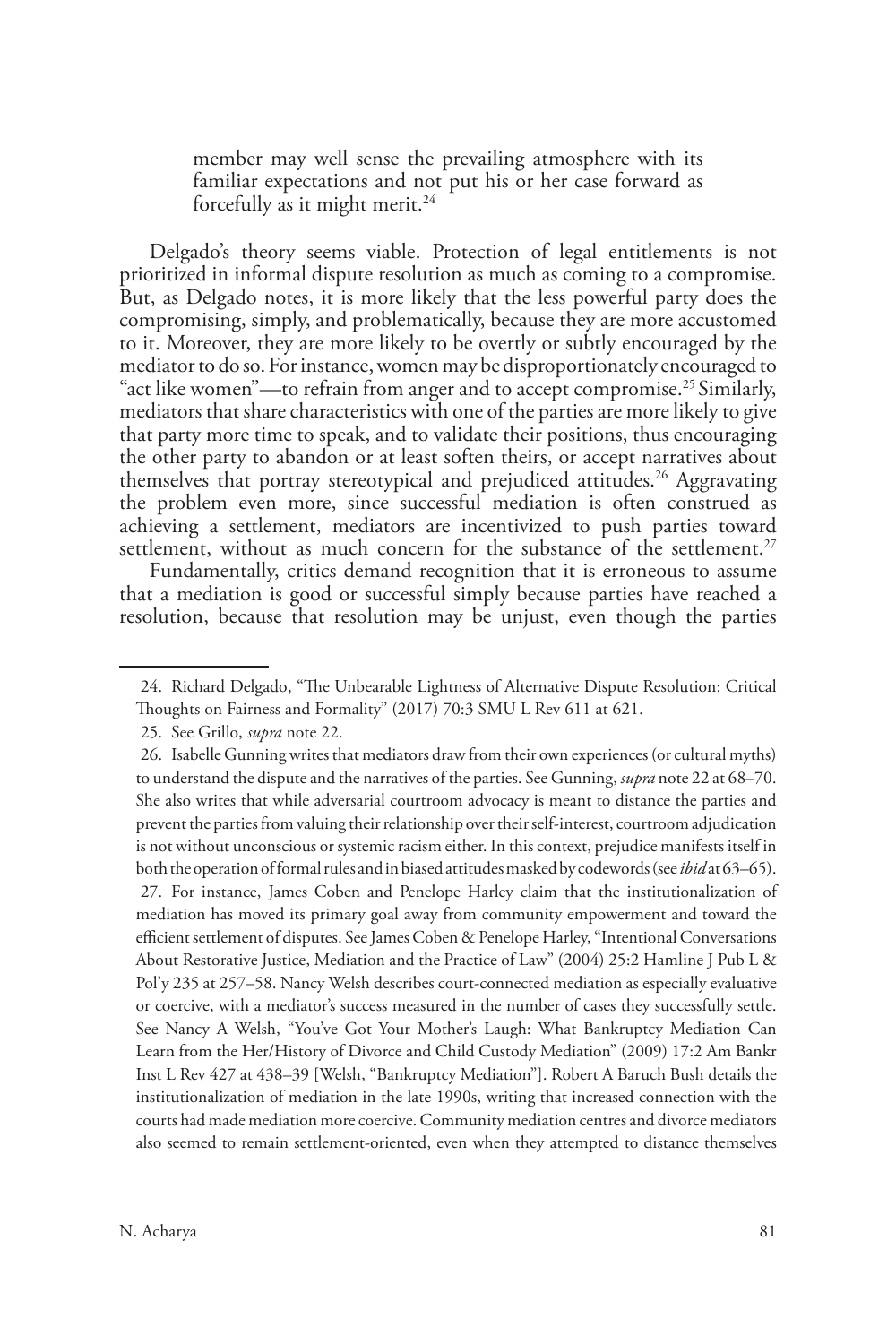> member may well sense the prevailing atmosphere with its familiar expectations and not put his or her case forward as forcefully as it might merit.[24]

Delgado's theory seems viable. Protection of legal entitlements is not prioritized in informal dispute resolution as much as coming to a compromise. But, as Delgado notes, it is more likely that the less powerful party does the compromising, simply, and problematically, because they are more accustomed to it. Moreover, they are more likely to be overtly or subtly encouraged by the mediator to do so. For instance, women may be disproportionately encouraged to "act like women"—to refrain from anger and to accept compromise.[25] Similarly, mediators that share characteristics with one of the parties are more likely to give that party more time to speak, and to validate their positions, thus encouraging the other party to abandon or at least soften theirs, or accept narratives about themselves that portray stereotypical and prejudiced attitudes.[26] Aggravating the problem even more, since successful mediation is often construed as achieving a settlement, mediators are incentivized to push parties toward settlement, without as much concern for the substance of the settlement.[27]

Fundamentally, critics demand recognition that it is erroneous to assume that a mediation is good or successful simply because parties have reached a resolution, because that resolution may be unjust, even though the parties

---

24. Richard Delgado, "The Unbearable Lightness of Alternative Dispute Resolution: Critical Thoughts on Fairness and Formality" (2017) 70:3 SMU L Rev 611 at 621.

25. See Grillo, *supra* note 22.

26. Isabelle Gunning writes that mediators draw from their own experiences (or cultural myths) to understand the dispute and the narratives of the parties. See Gunning, *supra* note 22 at 68–70. She also writes that while adversarial courtroom advocacy is meant to distance the parties and prevent the parties from valuing their relationship over their self-interest, courtroom adjudication is not without unconscious or systemic racism either. In this context, prejudice manifests itself in both the operation of formal rules and in biased attitudes masked by codewords (see *ibid* at 63–65).

27. For instance, James Coben and Penelope Harley claim that the institutionalization of mediation has moved its primary goal away from community empowerment and toward the efficient settlement of disputes. See James Coben & Penelope Harley, "Intentional Conversations About Restorative Justice, Mediation and the Practice of Law" (2004) 25:2 Hamline J Pub L & Pol'y 235 at 257–58. Nancy Welsh describes court-connected mediation as especially evaluative or coercive, with a mediator's success measured in the number of cases they successfully settle. See Nancy A Welsh, "You've Got Your Mother's Laugh: What Bankruptcy Mediation Can Learn from the Her/History of Divorce and Child Custody Mediation" (2009) 17:2 Am Bankr Inst L Rev 427 at 438–39 [Welsh, "Bankruptcy Mediation"]. Robert A Baruch Bush details the institutionalization of mediation in the late 1990s, writing that increased connection with the courts had made mediation more coercive. Community mediation centres and divorce mediators also seemed to remain settlement-oriented, even when they attempted to distance themselves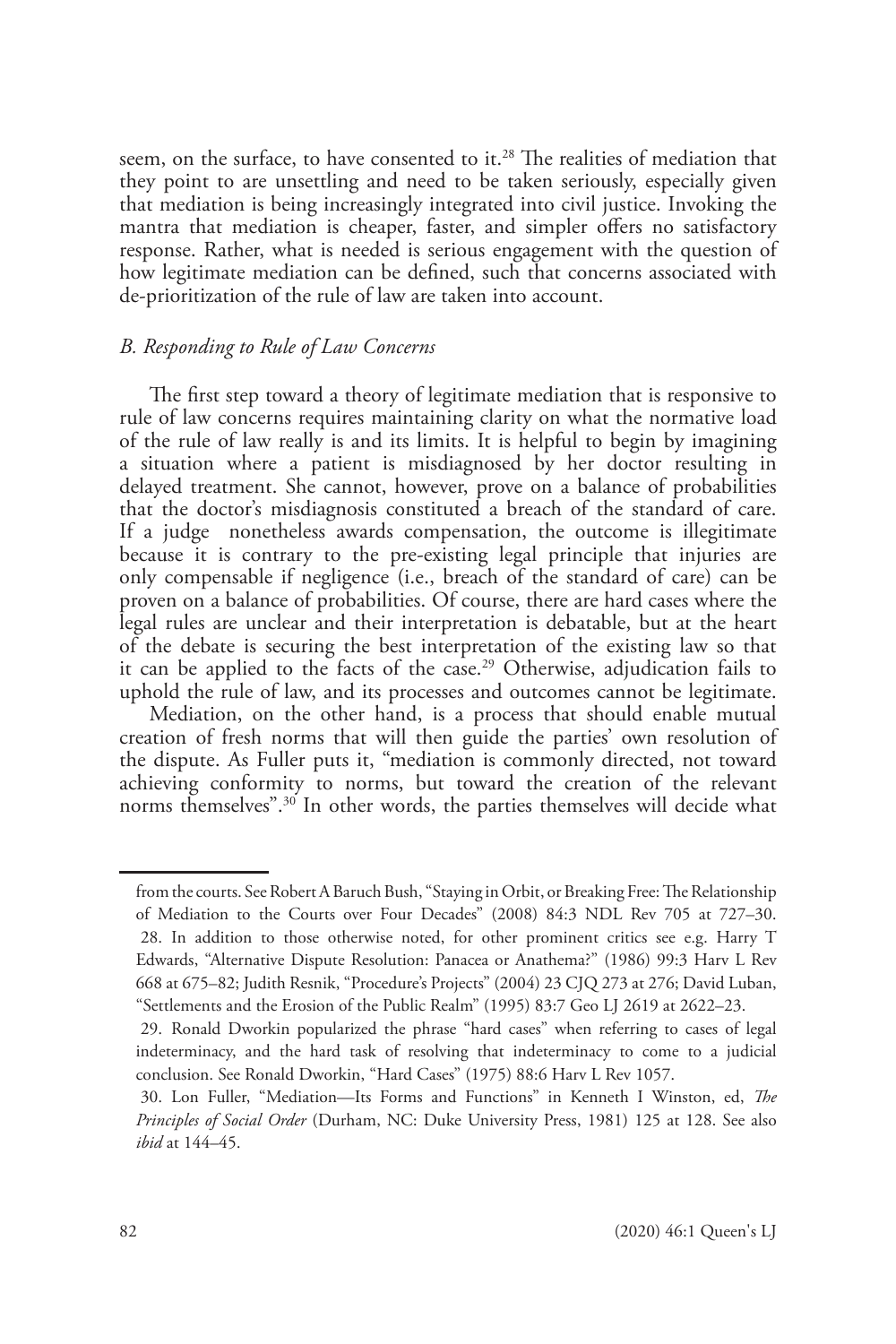seem, on the surface, to have consented to it.[28] The realities of mediation that they point to are unsettling and need to be taken seriously, especially given that mediation is being increasingly integrated into civil justice. Invoking the mantra that mediation is cheaper, faster, and simpler offers no satisfactory response. Rather, what is needed is serious engagement with the question of how legitimate mediation can be defined, such that concerns associated with de-prioritization of the rule of law are taken into account.

### *B. Responding to Rule of Law Concerns*

The first step toward a theory of legitimate mediation that is responsive to rule of law concerns requires maintaining clarity on what the normative load of the rule of law really is and its limits. It is helpful to begin by imagining a situation where a patient is misdiagnosed by her doctor resulting in delayed treatment. She cannot, however, prove on a balance of probabilities that the doctor's misdiagnosis constituted a breach of the standard of care. If a judge nonetheless awards compensation, the outcome is illegitimate because it is contrary to the pre-existing legal principle that injuries are only compensable if negligence (i.e., breach of the standard of care) can be proven on a balance of probabilities. Of course, there are hard cases where the legal rules are unclear and their interpretation is debatable, but at the heart of the debate is securing the best interpretation of the existing law so that it can be applied to the facts of the case.[29] Otherwise, adjudication fails to uphold the rule of law, and its processes and outcomes cannot be legitimate.

Mediation, on the other hand, is a process that should enable mutual creation of fresh norms that will then guide the parties' own resolution of the dispute. As Fuller puts it, "mediation is commonly directed, not toward achieving conformity to norms, but toward the creation of the relevant norms themselves".[30] In other words, the parties themselves will decide what

---

from the courts. See Robert A Baruch Bush, "Staying in Orbit, or Breaking Free: The Relationship of Mediation to the Courts over Four Decades" (2008) 84:3 NDL Rev 705 at 727–30.

28. In addition to those otherwise noted, for other prominent critics see e.g. Harry T Edwards, "Alternative Dispute Resolution: Panacea or Anathema?" (1986) 99:3 Harv L Rev 668 at 675–82; Judith Resnik, "Procedure's Projects" (2004) 23 CJQ 273 at 276; David Luban, "Settlements and the Erosion of the Public Realm" (1995) 83:7 Geo LJ 2619 at 2622–23.

29. Ronald Dworkin popularized the phrase "hard cases" when referring to cases of legal indeterminacy, and the hard task of resolving that indeterminacy to come to a judicial conclusion. See Ronald Dworkin, "Hard Cases" (1975) 88:6 Harv L Rev 1057.

30. Lon Fuller, "Mediation—Its Forms and Functions" in Kenneth I Winston, ed, *The Principles of Social Order* (Durham, NC: Duke University Press, 1981) 125 at 128. See also *ibid* at 144–45.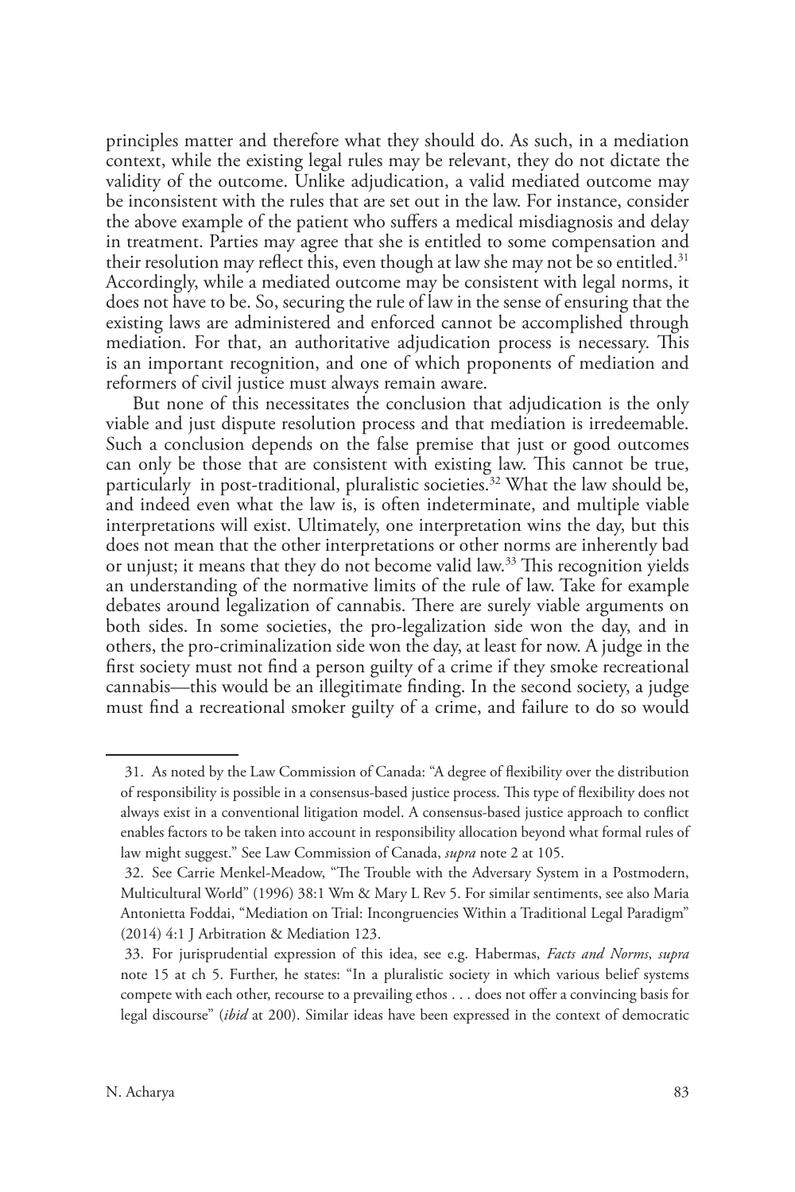principles matter and therefore what they should do. As such, in a mediation context, while the existing legal rules may be relevant, they do not dictate the validity of the outcome. Unlike adjudication, a valid mediated outcome may be inconsistent with the rules that are set out in the law. For instance, consider the above example of the patient who suffers a medical misdiagnosis and delay in treatment. Parties may agree that she is entitled to some compensation and their resolution may reflect this, even though at law she may not be so entitled.[31] Accordingly, while a mediated outcome may be consistent with legal norms, it does not have to be. So, securing the rule of law in the sense of ensuring that the existing laws are administered and enforced cannot be accomplished through mediation. For that, an authoritative adjudication process is necessary. This is an important recognition, and one of which proponents of mediation and reformers of civil justice must always remain aware.

But none of this necessitates the conclusion that adjudication is the only viable and just dispute resolution process and that mediation is irredeemable. Such a conclusion depends on the false premise that just or good outcomes can only be those that are consistent with existing law. This cannot be true, particularly in post-traditional, pluralistic societies.[32] What the law should be, and indeed even what the law is, is often indeterminate, and multiple viable interpretations will exist. Ultimately, one interpretation wins the day, but this does not mean that the other interpretations or other norms are inherently bad or unjust; it means that they do not become valid law.[33] This recognition yields an understanding of the normative limits of the rule of law. Take for example debates around legalization of cannabis. There are surely viable arguments on both sides. In some societies, the pro-legalization side won the day, and in others, the pro-criminalization side won the day, at least for now. A judge in the first society must not find a person guilty of a crime if they smoke recreational cannabis—this would be an illegitimate finding. In the second society, a judge must find a recreational smoker guilty of a crime, and failure to do so would

---

31. As noted by the Law Commission of Canada: "A degree of flexibility over the distribution of responsibility is possible in a consensus-based justice process. This type of flexibility does not always exist in a conventional litigation model. A consensus-based justice approach to conflict enables factors to be taken into account in responsibility allocation beyond what formal rules of law might suggest." See Law Commission of Canada, *supra* note 2 at 105.

32. See Carrie Menkel-Meadow, "The Trouble with the Adversary System in a Postmodern, Multicultural World" (1996) 38:1 Wm & Mary L Rev 5. For similar sentiments, see also Maria Antonietta Foddai, "Mediation on Trial: Incongruencies Within a Traditional Legal Paradigm" (2014) 4:1 J Arbitration & Mediation 123.

33. For jurisprudential expression of this idea, see e.g. Habermas, *Facts and Norms*, *supra* note 15 at ch 5. Further, he states: "In a pluralistic society in which various belief systems compete with each other, recourse to a prevailing ethos . . . does not offer a convincing basis for legal discourse" (*ibid* at 200). Similar ideas have been expressed in the context of democratic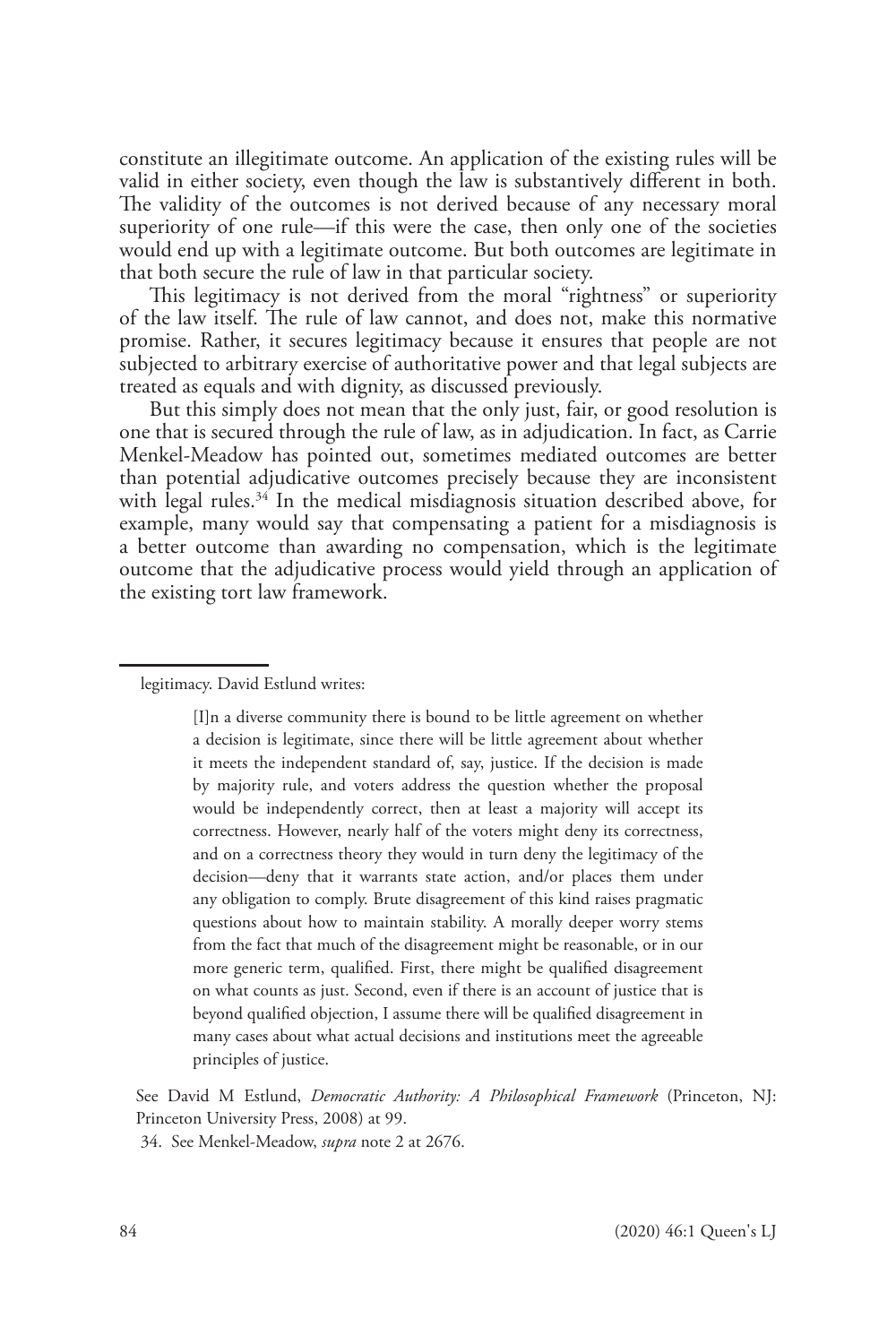constitute an illegitimate outcome. An application of the existing rules will be valid in either society, even though the law is substantively different in both. The validity of the outcomes is not derived because of any necessary moral superiority of one rule—if this were the case, then only one of the societies would end up with a legitimate outcome. But both outcomes are legitimate in that both secure the rule of law in that particular society.

This legitimacy is not derived from the moral "rightness" or superiority of the law itself. The rule of law cannot, and does not, make this normative promise. Rather, it secures legitimacy because it ensures that people are not subjected to arbitrary exercise of authoritative power and that legal subjects are treated as equals and with dignity, as discussed previously.

But this simply does not mean that the only just, fair, or good resolution is one that is secured through the rule of law, as in adjudication. In fact, as Carrie Menkel-Meadow has pointed out, sometimes mediated outcomes are better than potential adjudicative outcomes precisely because they are inconsistent with legal rules.[34] In the medical misdiagnosis situation described above, for example, many would say that compensating a patient for a misdiagnosis is a better outcome than awarding no compensation, which is the legitimate outcome that the adjudicative process would yield through an application of the existing tort law framework.

---

legitimacy. David Estlund writes:

> [I]n a diverse community there is bound to be little agreement on whether a decision is legitimate, since there will be little agreement about whether it meets the independent standard of, say, justice. If the decision is made by majority rule, and voters address the question whether the proposal would be independently correct, then at least a majority will accept its correctness. However, nearly half of the voters might deny its correctness, and on a correctness theory they would in turn deny the legitimacy of the decision—deny that it warrants state action, and/or places them under any obligation to comply. Brute disagreement of this kind raises pragmatic questions about how to maintain stability. A morally deeper worry stems from the fact that much of the disagreement might be reasonable, or in our more generic term, qualified. First, there might be qualified disagreement on what counts as just. Second, even if there is an account of justice that is beyond qualified objection, I assume there will be qualified disagreement in many cases about what actual decisions and institutions meet the agreeable principles of justice.

See David M Estlund, *Democratic Authority: A Philosophical Framework* (Princeton, NJ: Princeton University Press, 2008) at 99.

34. See Menkel-Meadow, *supra* note 2 at 2676.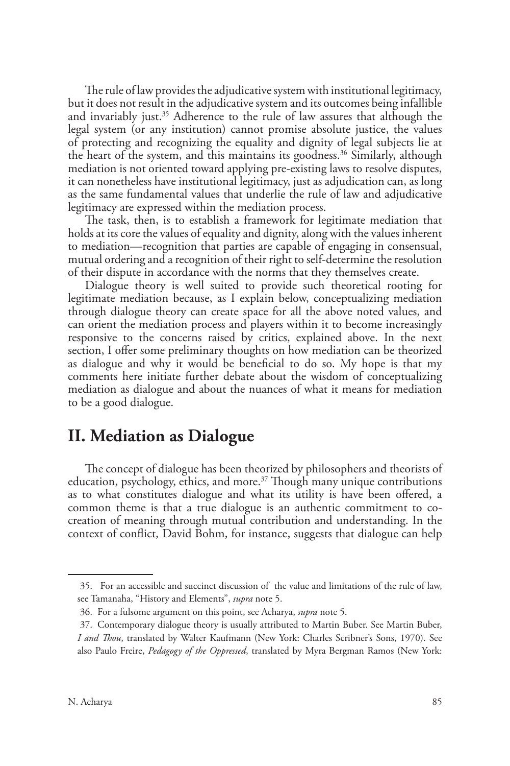The rule of law provides the adjudicative system with institutional legitimacy, but it does not result in the adjudicative system and its outcomes being infallible and invariably just.[35] Adherence to the rule of law assures that although the legal system (or any institution) cannot promise absolute justice, the values of protecting and recognizing the equality and dignity of legal subjects lie at the heart of the system, and this maintains its goodness.[36] Similarly, although mediation is not oriented toward applying pre-existing laws to resolve disputes, it can nonetheless have institutional legitimacy, just as adjudication can, as long as the same fundamental values that underlie the rule of law and adjudicative legitimacy are expressed within the mediation process.

The task, then, is to establish a framework for legitimate mediation that holds at its core the values of equality and dignity, along with the values inherent to mediation—recognition that parties are capable of engaging in consensual, mutual ordering and a recognition of their right to self-determine the resolution of their dispute in accordance with the norms that they themselves create.

Dialogue theory is well suited to provide such theoretical rooting for legitimate mediation because, as I explain below, conceptualizing mediation through dialogue theory can create space for all the above noted values, and can orient the mediation process and players within it to become increasingly responsive to the concerns raised by critics, explained above. In the next section, I offer some preliminary thoughts on how mediation can be theorized as dialogue and why it would be beneficial to do so. My hope is that my comments here initiate further debate about the wisdom of conceptualizing mediation as dialogue and about the nuances of what it means for mediation to be a good dialogue.

## II. Mediation as Dialogue

The concept of dialogue has been theorized by philosophers and theorists of education, psychology, ethics, and more.[37] Though many unique contributions as to what constitutes dialogue and what its utility is have been offered, a common theme is that a true dialogue is an authentic commitment to co-creation of meaning through mutual contribution and understanding. In the context of conflict, David Bohm, for instance, suggests that dialogue can help

---

35. For an accessible and succinct discussion of the value and limitations of the rule of law, see Tamanaha, "History and Elements", *supra* note 5.

36. For a fulsome argument on this point, see Acharya, *supra* note 5.

37. Contemporary dialogue theory is usually attributed to Martin Buber. See Martin Buber, *I and Thou*, translated by Walter Kaufmann (New York: Charles Scribner's Sons, 1970). See also Paulo Freire, *Pedagogy of the Oppressed*, translated by Myra Bergman Ramos (New York: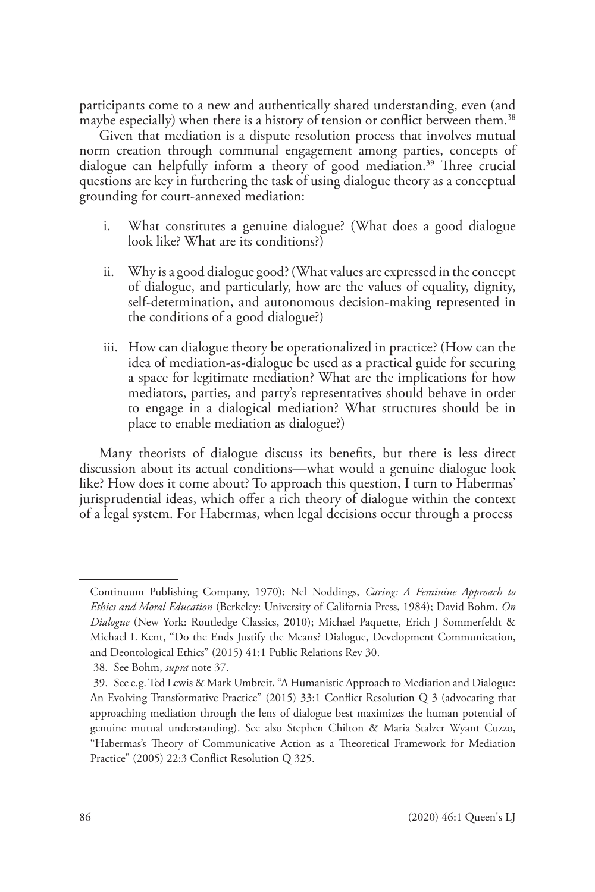participants come to a new and authentically shared understanding, even (and maybe especially) when there is a history of tension or conflict between them.[38]

Given that mediation is a dispute resolution process that involves mutual norm creation through communal engagement among parties, concepts of dialogue can helpfully inform a theory of good mediation.[39] Three crucial questions are key in furthering the task of using dialogue theory as a conceptual grounding for court-annexed mediation:

i. What constitutes a genuine dialogue? (What does a good dialogue look like? What are its conditions?)

ii. Why is a good dialogue good? (What values are expressed in the concept of dialogue, and particularly, how are the values of equality, dignity, self-determination, and autonomous decision-making represented in the conditions of a good dialogue?)

iii. How can dialogue theory be operationalized in practice? (How can the idea of mediation-as-dialogue be used as a practical guide for securing a space for legitimate mediation? What are the implications for how mediators, parties, and party's representatives should behave in order to engage in a dialogical mediation? What structures should be in place to enable mediation as dialogue?)

Many theorists of dialogue discuss its benefits, but there is less direct discussion about its actual conditions—what would a genuine dialogue look like? How does it come about? To approach this question, I turn to Habermas' jurisprudential ideas, which offer a rich theory of dialogue within the context of a legal system. For Habermas, when legal decisions occur through a process

---

Continuum Publishing Company, 1970); Nel Noddings, *Caring: A Feminine Approach to Ethics and Moral Education* (Berkeley: University of California Press, 1984); David Bohm, *On Dialogue* (New York: Routledge Classics, 2010); Michael Paquette, Erich J Sommerfeldt & Michael L Kent, "Do the Ends Justify the Means? Dialogue, Development Communication, and Deontological Ethics" (2015) 41:1 Public Relations Rev 30.

38. See Bohm, *supra* note 37.

39. See e.g. Ted Lewis & Mark Umbreit, "A Humanistic Approach to Mediation and Dialogue: An Evolving Transformative Practice" (2015) 33:1 Conflict Resolution Q 3 (advocating that approaching mediation through the lens of dialogue best maximizes the human potential of genuine mutual understanding). See also Stephen Chilton & Maria Stalzer Wyant Cuzzo, "Habermas's Theory of Communicative Action as a Theoretical Framework for Mediation Practice" (2005) 22:3 Conflict Resolution Q 325.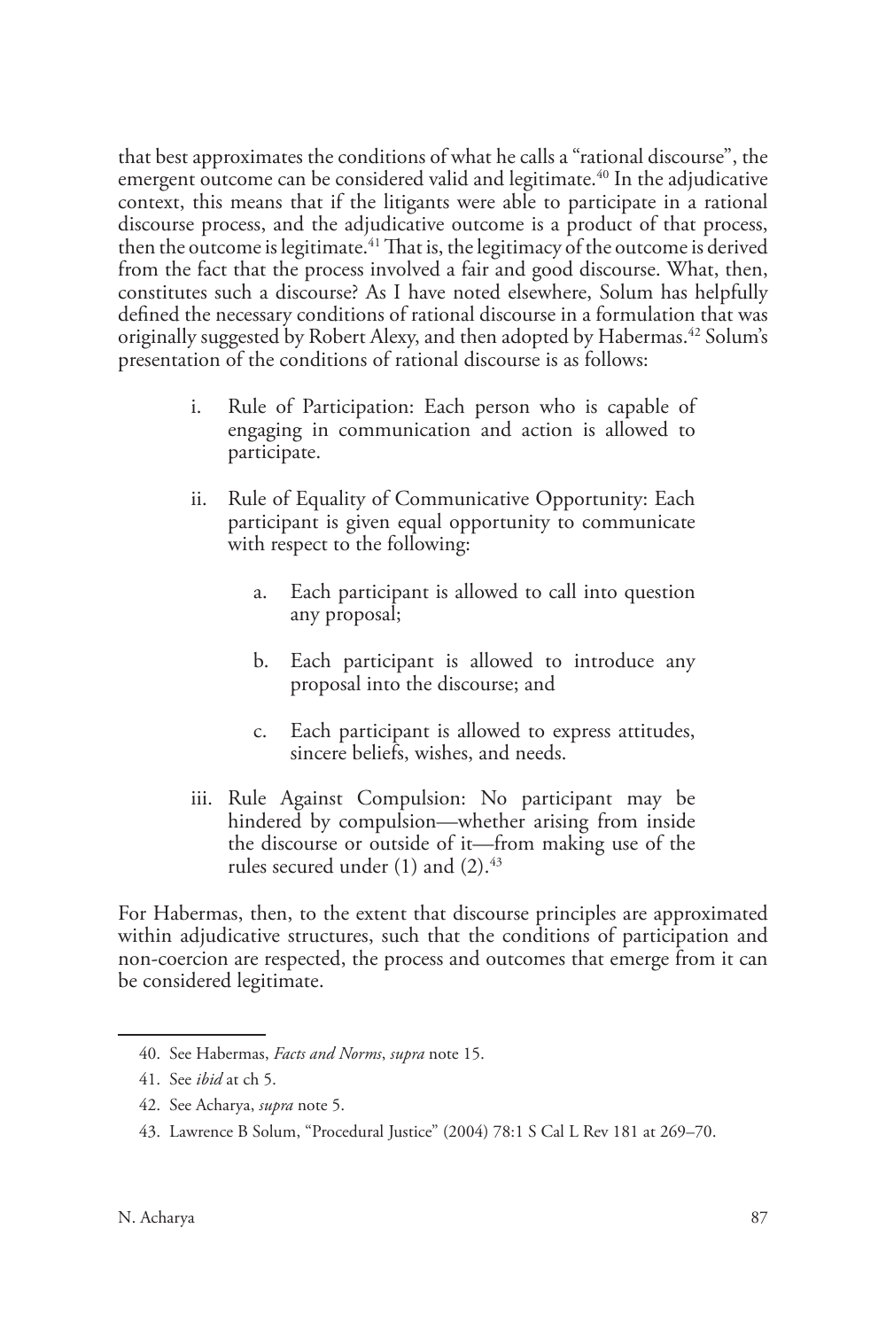that best approximates the conditions of what he calls a "rational discourse", the emergent outcome can be considered valid and legitimate.[40] In the adjudicative context, this means that if the litigants were able to participate in a rational discourse process, and the adjudicative outcome is a product of that process, then the outcome is legitimate.[41] That is, the legitimacy of the outcome is derived from the fact that the process involved a fair and good discourse. What, then, constitutes such a discourse? As I have noted elsewhere, Solum has helpfully defined the necessary conditions of rational discourse in a formulation that was originally suggested by Robert Alexy, and then adopted by Habermas.[42] Solum's presentation of the conditions of rational discourse is as follows:

> i. Rule of Participation: Each person who is capable of engaging in communication and action is allowed to participate.
>
> ii. Rule of Equality of Communicative Opportunity: Each participant is given equal opportunity to communicate with respect to the following:
>
> a. Each participant is allowed to call into question any proposal;
>
> b. Each participant is allowed to introduce any proposal into the discourse; and
>
> c. Each participant is allowed to express attitudes, sincere beliefs, wishes, and needs.
>
> iii. Rule Against Compulsion: No participant may be hindered by compulsion—whether arising from inside the discourse or outside of it—from making use of the rules secured under (1) and (2).[43]

For Habermas, then, to the extent that discourse principles are approximated within adjudicative structures, such that the conditions of participation and non-coercion are respected, the process and outcomes that emerge from it can be considered legitimate.

---

40. See Habermas, *Facts and Norms*, *supra* note 15.

41. See *ibid* at ch 5.

42. See Acharya, *supra* note 5.

43. Lawrence B Solum, "Procedural Justice" (2004) 78:1 S Cal L Rev 181 at 269–70.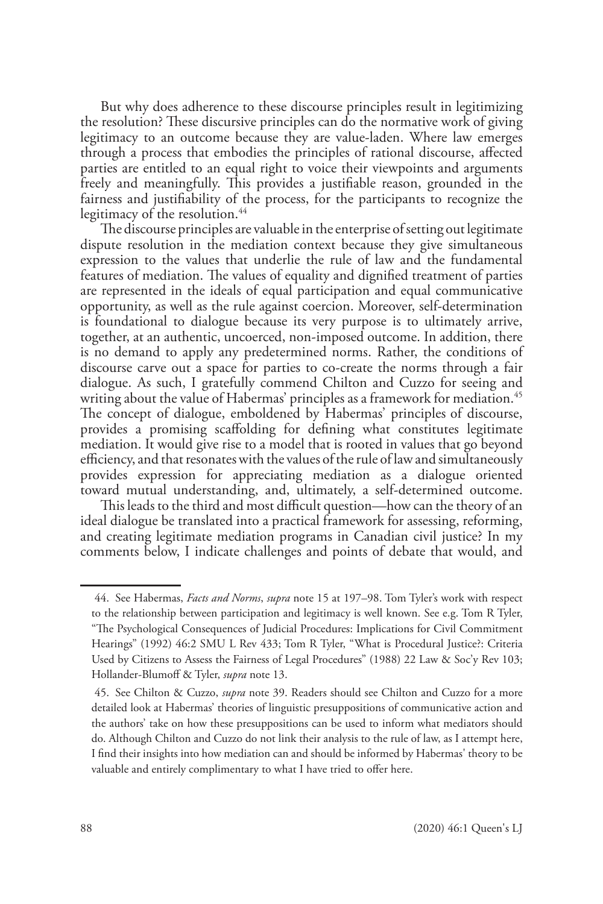But why does adherence to these discourse principles result in legitimizing the resolution? These discursive principles can do the normative work of giving legitimacy to an outcome because they are value-laden. Where law emerges through a process that embodies the principles of rational discourse, affected parties are entitled to an equal right to voice their viewpoints and arguments freely and meaningfully. This provides a justifiable reason, grounded in the fairness and justifiability of the process, for the participants to recognize the legitimacy of the resolution.[44]

The discourse principles are valuable in the enterprise of setting out legitimate dispute resolution in the mediation context because they give simultaneous expression to the values that underlie the rule of law and the fundamental features of mediation. The values of equality and dignified treatment of parties are represented in the ideals of equal participation and equal communicative opportunity, as well as the rule against coercion. Moreover, self-determination is foundational to dialogue because its very purpose is to ultimately arrive, together, at an authentic, uncoerced, non-imposed outcome. In addition, there is no demand to apply any predetermined norms. Rather, the conditions of discourse carve out a space for parties to co-create the norms through a fair dialogue. As such, I gratefully commend Chilton and Cuzzo for seeing and writing about the value of Habermas' principles as a framework for mediation.[45] The concept of dialogue, emboldened by Habermas' principles of discourse, provides a promising scaffolding for defining what constitutes legitimate mediation. It would give rise to a model that is rooted in values that go beyond efficiency, and that resonates with the values of the rule of law and simultaneously provides expression for appreciating mediation as a dialogue oriented toward mutual understanding, and, ultimately, a self-determined outcome.

This leads to the third and most difficult question—how can the theory of an ideal dialogue be translated into a practical framework for assessing, reforming, and creating legitimate mediation programs in Canadian civil justice? In my comments below, I indicate challenges and points of debate that would, and

---

44. See Habermas, *Facts and Norms*, *supra* note 15 at 197–98. Tom Tyler's work with respect to the relationship between participation and legitimacy is well known. See e.g. Tom R Tyler, "The Psychological Consequences of Judicial Procedures: Implications for Civil Commitment Hearings" (1992) 46:2 SMU L Rev 433; Tom R Tyler, "What is Procedural Justice?: Criteria Used by Citizens to Assess the Fairness of Legal Procedures" (1988) 22 Law & Soc'y Rev 103; Hollander-Blumoff & Tyler, *supra* note 13.

45. See Chilton & Cuzzo, *supra* note 39. Readers should see Chilton and Cuzzo for a more detailed look at Habermas' theories of linguistic presuppositions of communicative action and the authors' take on how these presuppositions can be used to inform what mediators should do. Although Chilton and Cuzzo do not link their analysis to the rule of law, as I attempt here, I find their insights into how mediation can and should be informed by Habermas' theory to be valuable and entirely complimentary to what I have tried to offer here.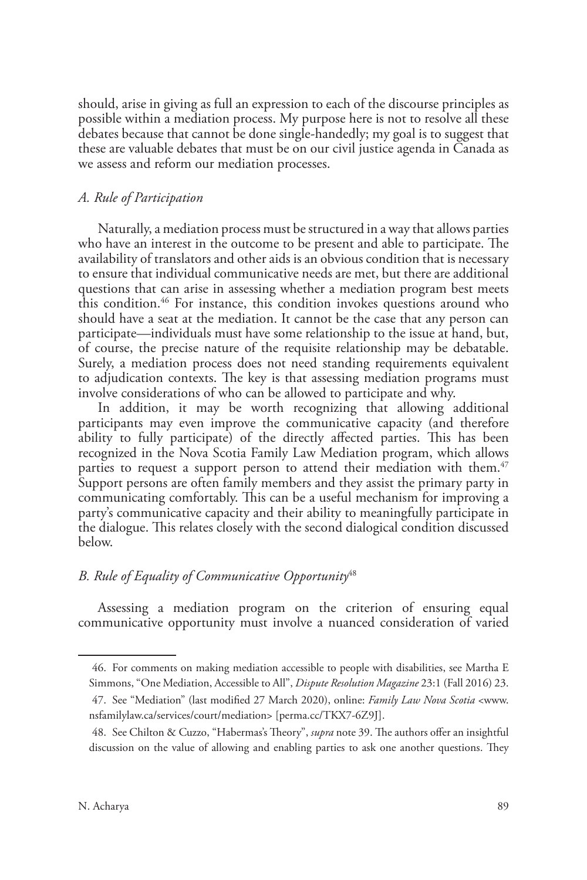should, arise in giving as full an expression to each of the discourse principles as possible within a mediation process. My purpose here is not to resolve all these debates because that cannot be done single-handedly; my goal is to suggest that these are valuable debates that must be on our civil justice agenda in Canada as we assess and reform our mediation processes.

### *A. Rule of Participation*

Naturally, a mediation process must be structured in a way that allows parties who have an interest in the outcome to be present and able to participate. The availability of translators and other aids is an obvious condition that is necessary to ensure that individual communicative needs are met, but there are additional questions that can arise in assessing whether a mediation program best meets this condition.[46] For instance, this condition invokes questions around who should have a seat at the mediation. It cannot be the case that any person can participate—individuals must have some relationship to the issue at hand, but, of course, the precise nature of the requisite relationship may be debatable. Surely, a mediation process does not need standing requirements equivalent to adjudication contexts. The key is that assessing mediation programs must involve considerations of who can be allowed to participate and why.

In addition, it may be worth recognizing that allowing additional participants may even improve the communicative capacity (and therefore ability to fully participate) of the directly affected parties. This has been recognized in the Nova Scotia Family Law Mediation program, which allows parties to request a support person to attend their mediation with them.[47] Support persons are often family members and they assist the primary party in communicating comfortably. This can be a useful mechanism for improving a party's communicative capacity and their ability to meaningfully participate in the dialogue. This relates closely with the second dialogical condition discussed below.

### *B. Rule of Equality of Communicative Opportunity*[48]

Assessing a mediation program on the criterion of ensuring equal communicative opportunity must involve a nuanced consideration of varied

---

46. For comments on making mediation accessible to people with disabilities, see Martha E Simmons, "One Mediation, Accessible to All", *Dispute Resolution Magazine* 23:1 (Fall 2016) 23.

47. See "Mediation" (last modified 27 March 2020), online: *Family Law Nova Scotia* <www.nsfamilylaw.ca/services/court/mediation> [perma.cc/TKX7-6Z9J].

48. See Chilton & Cuzzo, "Habermas's Theory", *supra* note 39. The authors offer an insightful discussion on the value of allowing and enabling parties to ask one another questions. They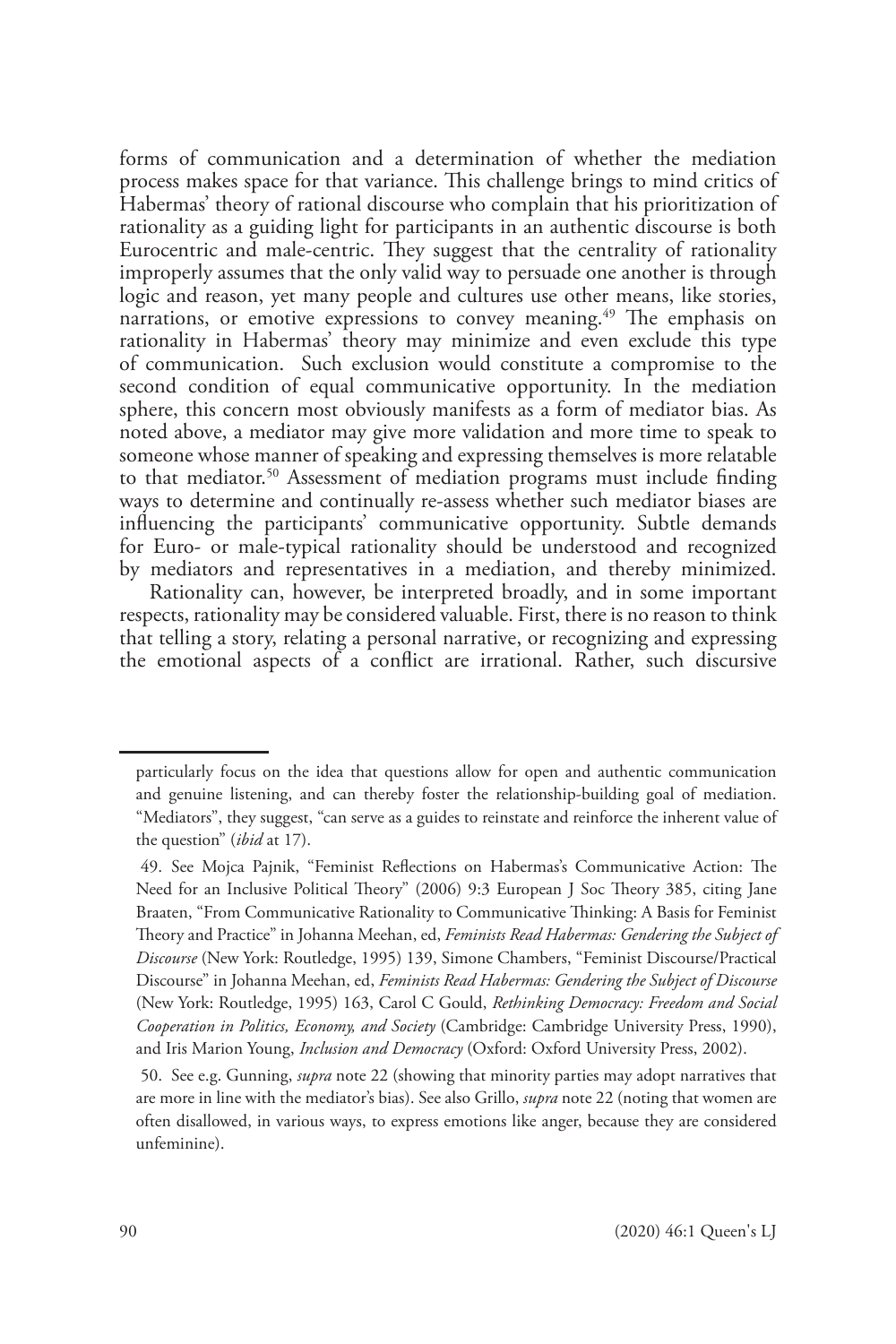forms of communication and a determination of whether the mediation process makes space for that variance. This challenge brings to mind critics of Habermas' theory of rational discourse who complain that his prioritization of rationality as a guiding light for participants in an authentic discourse is both Eurocentric and male-centric. They suggest that the centrality of rationality improperly assumes that the only valid way to persuade one another is through logic and reason, yet many people and cultures use other means, like stories, narrations, or emotive expressions to convey meaning.[49] The emphasis on rationality in Habermas' theory may minimize and even exclude this type of communication. Such exclusion would constitute a compromise to the second condition of equal communicative opportunity. In the mediation sphere, this concern most obviously manifests as a form of mediator bias. As noted above, a mediator may give more validation and more time to speak to someone whose manner of speaking and expressing themselves is more relatable to that mediator.[50] Assessment of mediation programs must include finding ways to determine and continually re-assess whether such mediator biases are influencing the participants' communicative opportunity. Subtle demands for Euro- or male-typical rationality should be understood and recognized by mediators and representatives in a mediation, and thereby minimized.

Rationality can, however, be interpreted broadly, and in some important respects, rationality may be considered valuable. First, there is no reason to think that telling a story, relating a personal narrative, or recognizing and expressing the emotional aspects of a conflict are irrational. Rather, such discursive

---

particularly focus on the idea that questions allow for open and authentic communication and genuine listening, and can thereby foster the relationship-building goal of mediation. "Mediators", they suggest, "can serve as a guides to reinstate and reinforce the inherent value of the question" (*ibid* at 17).

49. See Mojca Pajnik, "Feminist Reflections on Habermas's Communicative Action: The Need for an Inclusive Political Theory" (2006) 9:3 European J Soc Theory 385, citing Jane Braaten, "From Communicative Rationality to Communicative Thinking: A Basis for Feminist Theory and Practice" in Johanna Meehan, ed, *Feminists Read Habermas: Gendering the Subject of Discourse* (New York: Routledge, 1995) 139, Simone Chambers, "Feminist Discourse/Practical Discourse" in Johanna Meehan, ed, *Feminists Read Habermas: Gendering the Subject of Discourse* (New York: Routledge, 1995) 163, Carol C Gould, *Rethinking Democracy: Freedom and Social Cooperation in Politics, Economy, and Society* (Cambridge: Cambridge University Press, 1990), and Iris Marion Young, *Inclusion and Democracy* (Oxford: Oxford University Press, 2002).

50. See e.g. Gunning, *supra* note 22 (showing that minority parties may adopt narratives that are more in line with the mediator's bias). See also Grillo, *supra* note 22 (noting that women are often disallowed, in various ways, to express emotions like anger, because they are considered unfeminine).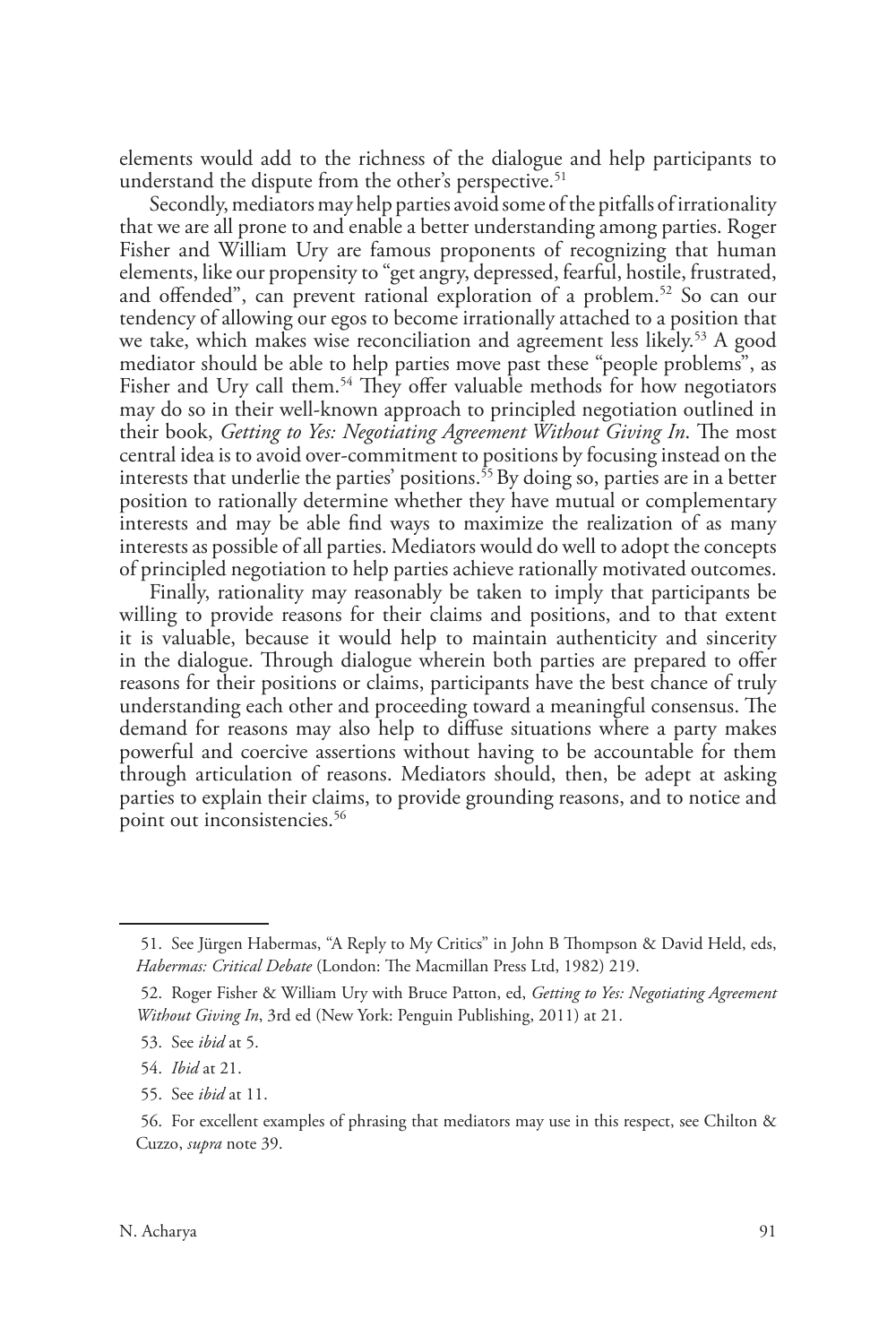elements would add to the richness of the dialogue and help participants to understand the dispute from the other's perspective.[51]

Secondly, mediators may help parties avoid some of the pitfalls of irrationality that we are all prone to and enable a better understanding among parties. Roger Fisher and William Ury are famous proponents of recognizing that human elements, like our propensity to "get angry, depressed, fearful, hostile, frustrated, and offended", can prevent rational exploration of a problem.[52] So can our tendency of allowing our egos to become irrationally attached to a position that we take, which makes wise reconciliation and agreement less likely.[53] A good mediator should be able to help parties move past these "people problems", as Fisher and Ury call them.[54] They offer valuable methods for how negotiators may do so in their well-known approach to principled negotiation outlined in their book, *Getting to Yes: Negotiating Agreement Without Giving In*. The most central idea is to avoid over-commitment to positions by focusing instead on the interests that underlie the parties' positions.[55] By doing so, parties are in a better position to rationally determine whether they have mutual or complementary interests and may be able find ways to maximize the realization of as many interests as possible of all parties. Mediators would do well to adopt the concepts of principled negotiation to help parties achieve rationally motivated outcomes.

Finally, rationality may reasonably be taken to imply that participants be willing to provide reasons for their claims and positions, and to that extent it is valuable, because it would help to maintain authenticity and sincerity in the dialogue. Through dialogue wherein both parties are prepared to offer reasons for their positions or claims, participants have the best chance of truly understanding each other and proceeding toward a meaningful consensus. The demand for reasons may also help to diffuse situations where a party makes powerful and coercive assertions without having to be accountable for them through articulation of reasons. Mediators should, then, be adept at asking parties to explain their claims, to provide grounding reasons, and to notice and point out inconsistencies.[56]

---

51. See Jürgen Habermas, "A Reply to My Critics" in John B Thompson & David Held, eds, *Habermas: Critical Debate* (London: The Macmillan Press Ltd, 1982) 219.

52. Roger Fisher & William Ury with Bruce Patton, ed, *Getting to Yes: Negotiating Agreement Without Giving In*, 3rd ed (New York: Penguin Publishing, 2011) at 21.

53. See *ibid* at 5.

54. *Ibid* at 21.

55. See *ibid* at 11.

56. For excellent examples of phrasing that mediators may use in this respect, see Chilton & Cuzzo, *supra* note 39.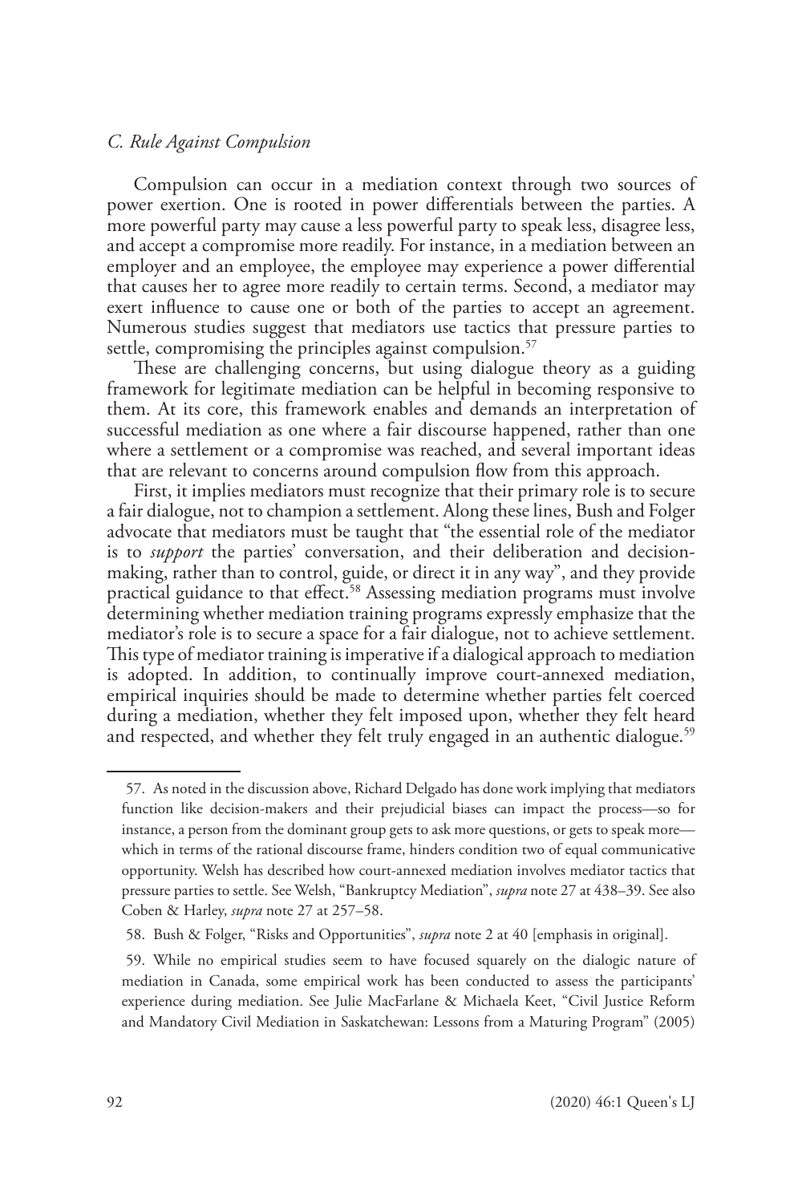### *C. Rule Against Compulsion*

Compulsion can occur in a mediation context through two sources of power exertion. One is rooted in power differentials between the parties. A more powerful party may cause a less powerful party to speak less, disagree less, and accept a compromise more readily. For instance, in a mediation between an employer and an employee, the employee may experience a power differential that causes her to agree more readily to certain terms. Second, a mediator may exert influence to cause one or both of the parties to accept an agreement. Numerous studies suggest that mediators use tactics that pressure parties to settle, compromising the principles against compulsion.[57]

These are challenging concerns, but using dialogue theory as a guiding framework for legitimate mediation can be helpful in becoming responsive to them. At its core, this framework enables and demands an interpretation of successful mediation as one where a fair discourse happened, rather than one where a settlement or a compromise was reached, and several important ideas that are relevant to concerns around compulsion flow from this approach.

First, it implies mediators must recognize that their primary role is to secure a fair dialogue, not to champion a settlement. Along these lines, Bush and Folger advocate that mediators must be taught that "the essential role of the mediator is to *support* the parties' conversation, and their deliberation and decision-making, rather than to control, guide, or direct it in any way", and they provide practical guidance to that effect.[58] Assessing mediation programs must involve determining whether mediation training programs expressly emphasize that the mediator's role is to secure a space for a fair dialogue, not to achieve settlement. This type of mediator training is imperative if a dialogical approach to mediation is adopted. In addition, to continually improve court-annexed mediation, empirical inquiries should be made to determine whether parties felt coerced during a mediation, whether they felt imposed upon, whether they felt heard and respected, and whether they felt truly engaged in an authentic dialogue.[59]

---

57. As noted in the discussion above, Richard Delgado has done work implying that mediators function like decision-makers and their prejudicial biases can impact the process—so for instance, a person from the dominant group gets to ask more questions, or gets to speak more—which in terms of the rational discourse frame, hinders condition two of equal communicative opportunity. Welsh has described how court-annexed mediation involves mediator tactics that pressure parties to settle. See Welsh, "Bankruptcy Mediation", *supra* note 27 at 438–39. See also Coben & Harley, *supra* note 27 at 257–58.

58. Bush & Folger, "Risks and Opportunities", *supra* note 2 at 40 [emphasis in original].

59. While no empirical studies seem to have focused squarely on the dialogic nature of mediation in Canada, some empirical work has been conducted to assess the participants' experience during mediation. See Julie MacFarlane & Michaela Keet, "Civil Justice Reform and Mandatory Civil Mediation in Saskatchewan: Lessons from a Maturing Program" (2005)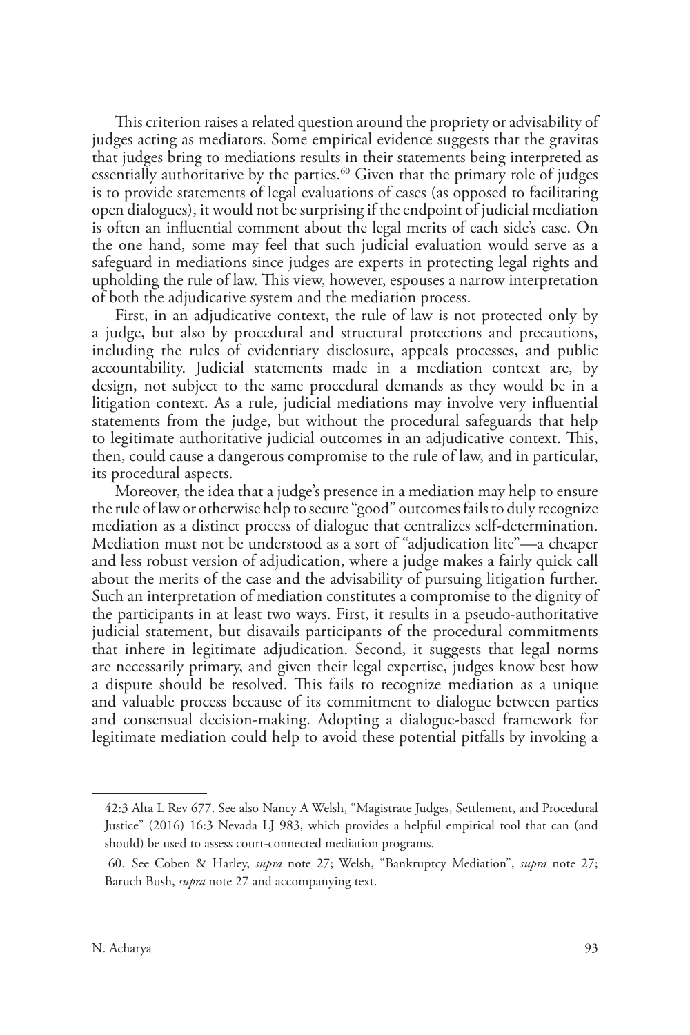This criterion raises a related question around the propriety or advisability of judges acting as mediators. Some empirical evidence suggests that the gravitas that judges bring to mediations results in their statements being interpreted as essentially authoritative by the parties.[60] Given that the primary role of judges is to provide statements of legal evaluations of cases (as opposed to facilitating open dialogues), it would not be surprising if the endpoint of judicial mediation is often an influential comment about the legal merits of each side's case. On the one hand, some may feel that such judicial evaluation would serve as a safeguard in mediations since judges are experts in protecting legal rights and upholding the rule of law. This view, however, espouses a narrow interpretation of both the adjudicative system and the mediation process.

First, in an adjudicative context, the rule of law is not protected only by a judge, but also by procedural and structural protections and precautions, including the rules of evidentiary disclosure, appeals processes, and public accountability. Judicial statements made in a mediation context are, by design, not subject to the same procedural demands as they would be in a litigation context. As a rule, judicial mediations may involve very influential statements from the judge, but without the procedural safeguards that help to legitimate authoritative judicial outcomes in an adjudicative context. This, then, could cause a dangerous compromise to the rule of law, and in particular, its procedural aspects.

Moreover, the idea that a judge's presence in a mediation may help to ensure the rule of law or otherwise help to secure "good" outcomes fails to duly recognize mediation as a distinct process of dialogue that centralizes self-determination. Mediation must not be understood as a sort of "adjudication lite"—a cheaper and less robust version of adjudication, where a judge makes a fairly quick call about the merits of the case and the advisability of pursuing litigation further. Such an interpretation of mediation constitutes a compromise to the dignity of the participants in at least two ways. First, it results in a pseudo-authoritative judicial statement, but disavails participants of the procedural commitments that inhere in legitimate adjudication. Second, it suggests that legal norms are necessarily primary, and given their legal expertise, judges know best how a dispute should be resolved. This fails to recognize mediation as a unique and valuable process because of its commitment to dialogue between parties and consensual decision-making. Adopting a dialogue-based framework for legitimate mediation could help to avoid these potential pitfalls by invoking a

---

42:3 Alta L Rev 677. See also Nancy A Welsh, "Magistrate Judges, Settlement, and Procedural Justice" (2016) 16:3 Nevada LJ 983, which provides a helpful empirical tool that can (and should) be used to assess court-connected mediation programs.

60. See Coben & Harley, *supra* note 27; Welsh, "Bankruptcy Mediation", *supra* note 27; Baruch Bush, *supra* note 27 and accompanying text.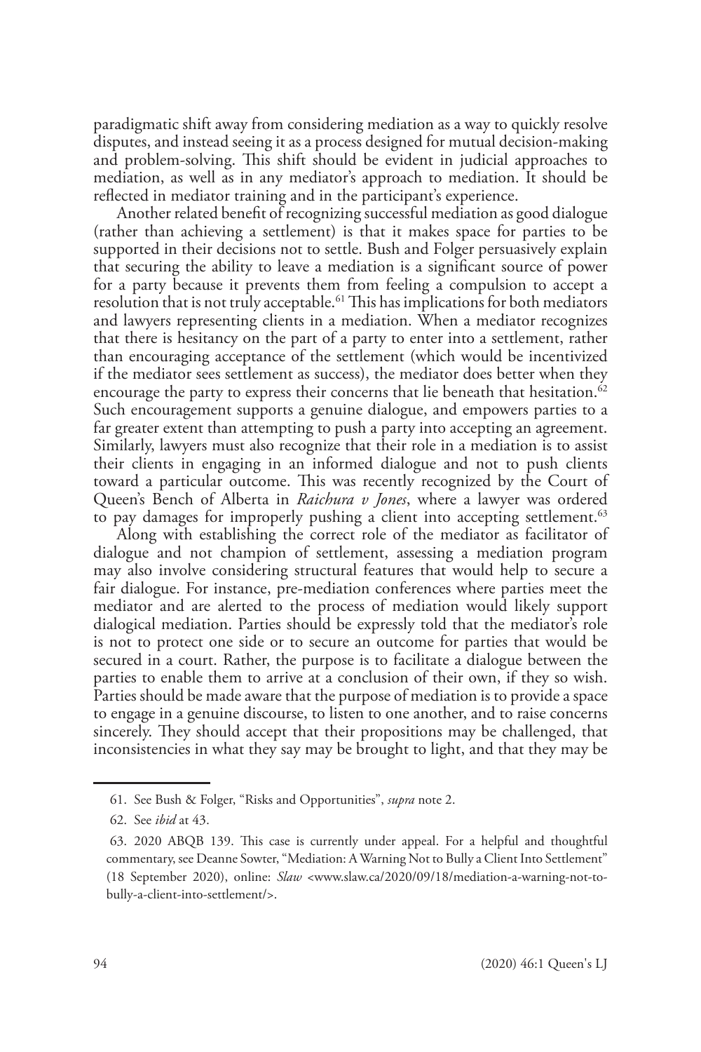paradigmatic shift away from considering mediation as a way to quickly resolve disputes, and instead seeing it as a process designed for mutual decision-making and problem-solving. This shift should be evident in judicial approaches to mediation, as well as in any mediator's approach to mediation. It should be reflected in mediator training and in the participant's experience.

Another related benefit of recognizing successful mediation as good dialogue (rather than achieving a settlement) is that it makes space for parties to be supported in their decisions not to settle. Bush and Folger persuasively explain that securing the ability to leave a mediation is a significant source of power for a party because it prevents them from feeling a compulsion to accept a resolution that is not truly acceptable.[61] This has implications for both mediators and lawyers representing clients in a mediation. When a mediator recognizes that there is hesitancy on the part of a party to enter into a settlement, rather than encouraging acceptance of the settlement (which would be incentivized if the mediator sees settlement as success), the mediator does better when they encourage the party to express their concerns that lie beneath that hesitation.[62] Such encouragement supports a genuine dialogue, and empowers parties to a far greater extent than attempting to push a party into accepting an agreement. Similarly, lawyers must also recognize that their role in a mediation is to assist their clients in engaging in an informed dialogue and not to push clients toward a particular outcome. This was recently recognized by the Court of Queen's Bench of Alberta in *Raichura v Jones*, where a lawyer was ordered to pay damages for improperly pushing a client into accepting settlement.[63]

Along with establishing the correct role of the mediator as facilitator of dialogue and not champion of settlement, assessing a mediation program may also involve considering structural features that would help to secure a fair dialogue. For instance, pre-mediation conferences where parties meet the mediator and are alerted to the process of mediation would likely support dialogical mediation. Parties should be expressly told that the mediator's role is not to protect one side or to secure an outcome for parties that would be secured in a court. Rather, the purpose is to facilitate a dialogue between the parties to enable them to arrive at a conclusion of their own, if they so wish. Parties should be made aware that the purpose of mediation is to provide a space to engage in a genuine discourse, to listen to one another, and to raise concerns sincerely. They should accept that their propositions may be challenged, that inconsistencies in what they say may be brought to light, and that they may be

---

61. See Bush & Folger, "Risks and Opportunities", *supra* note 2.

62. See *ibid* at 43.

63. 2020 ABQB 139. This case is currently under appeal. For a helpful and thoughtful commentary, see Deanne Sowter, "Mediation: A Warning Not to Bully a Client Into Settlement" (18 September 2020), online: *Slaw* <www.slaw.ca/2020/09/18/mediation-a-warning-not-to-bully-a-client-into-settlement/>.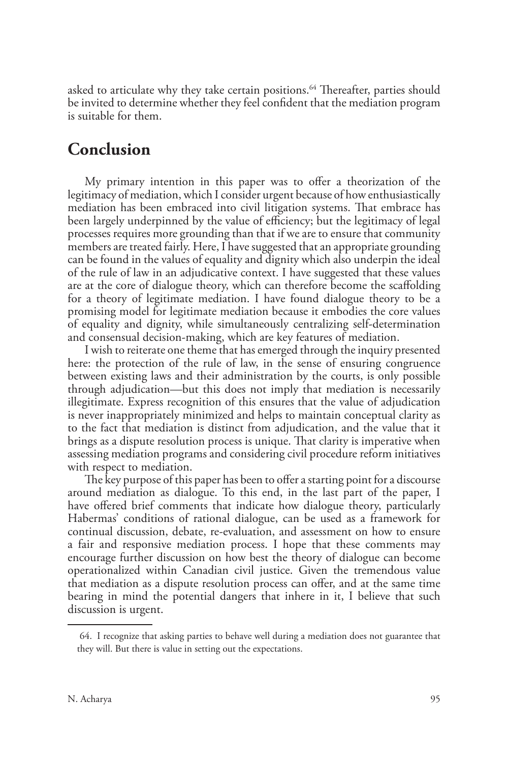asked to articulate why they take certain positions.[64] Thereafter, parties should be invited to determine whether they feel confident that the mediation program is suitable for them.

## Conclusion

My primary intention in this paper was to offer a theorization of the legitimacy of mediation, which I consider urgent because of how enthusiastically mediation has been embraced into civil litigation systems. That embrace has been largely underpinned by the value of efficiency; but the legitimacy of legal processes requires more grounding than that if we are to ensure that community members are treated fairly. Here, I have suggested that an appropriate grounding can be found in the values of equality and dignity which also underpin the ideal of the rule of law in an adjudicative context. I have suggested that these values are at the core of dialogue theory, which can therefore become the scaffolding for a theory of legitimate mediation. I have found dialogue theory to be a promising model for legitimate mediation because it embodies the core values of equality and dignity, while simultaneously centralizing self-determination and consensual decision-making, which are key features of mediation.

I wish to reiterate one theme that has emerged through the inquiry presented here: the protection of the rule of law, in the sense of ensuring congruence between existing laws and their administration by the courts, is only possible through adjudication—but this does not imply that mediation is necessarily illegitimate. Express recognition of this ensures that the value of adjudication is never inappropriately minimized and helps to maintain conceptual clarity as to the fact that mediation is distinct from adjudication, and the value that it brings as a dispute resolution process is unique. That clarity is imperative when assessing mediation programs and considering civil procedure reform initiatives with respect to mediation.

The key purpose of this paper has been to offer a starting point for a discourse around mediation as dialogue. To this end, in the last part of the paper, I have offered brief comments that indicate how dialogue theory, particularly Habermas' conditions of rational dialogue, can be used as a framework for continual discussion, debate, re-evaluation, and assessment on how to ensure a fair and responsive mediation process. I hope that these comments may encourage further discussion on how best the theory of dialogue can become operationalized within Canadian civil justice. Given the tremendous value that mediation as a dispute resolution process can offer, and at the same time bearing in mind the potential dangers that inhere in it, I believe that such discussion is urgent.

64. I recognize that asking parties to behave well during a mediation does not guarantee that they will. But there is value in setting out the expectations.